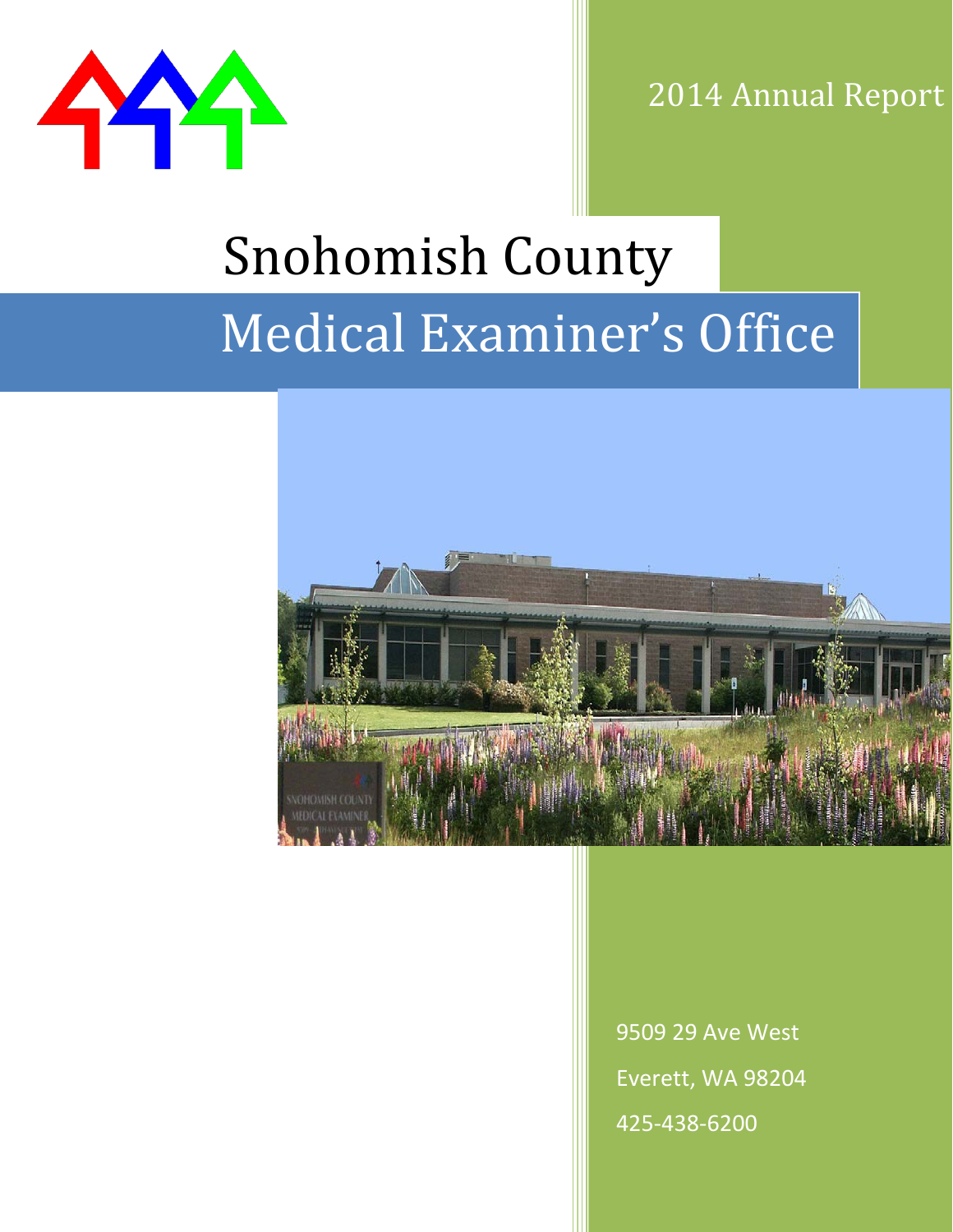2014 Annual Report

# Snohomish County

# Medical Examiner's Office

9509 29 Ave West

Everett, WA 98204

425-438-6200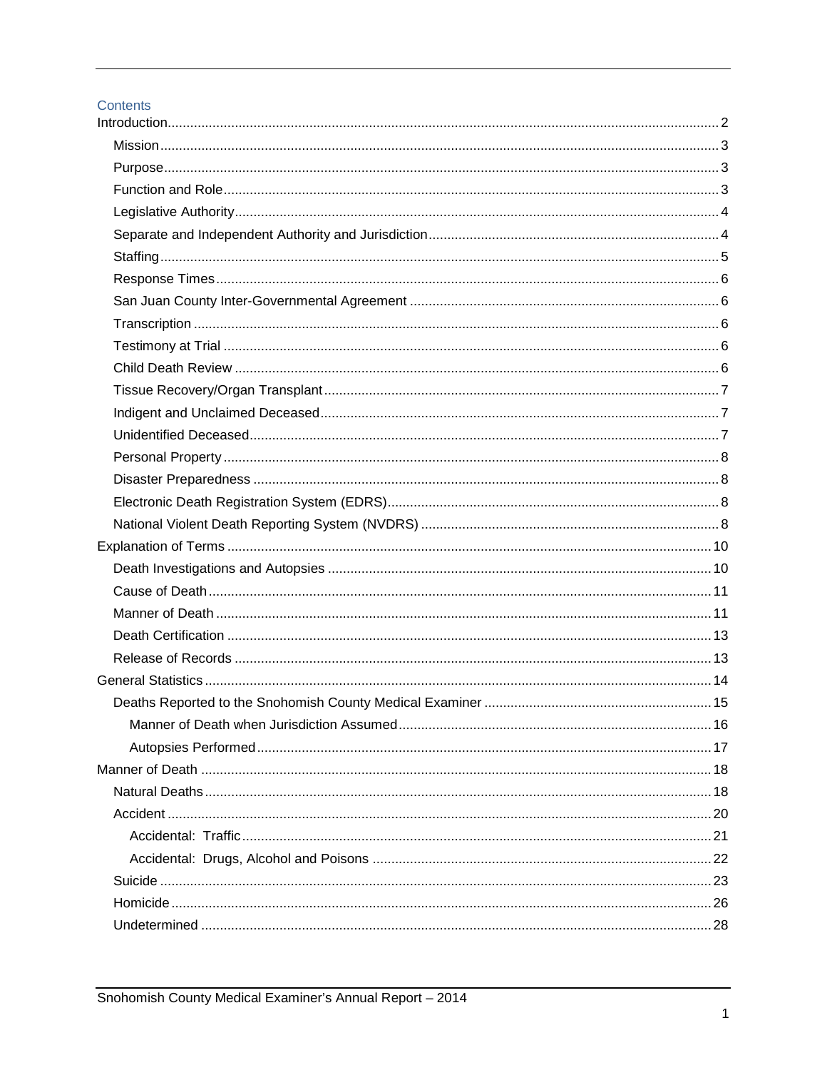## Contents

- Introduction ... 2
  - Mission ... 3
  - Purpose ... 3
  - Function and Role ... 3
  - Legislative Authority ... 4
  - Separate and Independent Authority and Jurisdiction ... 4
  - Staffing ... 5
  - Response Times ... 6
  - San Juan County Inter-Governmental Agreement ... 6
  - Transcription ... 6
  - Testimony at Trial ... 6
  - Child Death Review ... 6
  - Tissue Recovery/Organ Transplant ... 7
  - Indigent and Unclaimed Deceased ... 7
  - Unidentified Deceased ... 7
  - Personal Property ... 8
  - Disaster Preparedness ... 8
  - Electronic Death Registration System (EDRS) ... 8
  - National Violent Death Reporting System (NVDRS) ... 8
- Explanation of Terms ... 10
  - Death Investigations and Autopsies ... 10
  - Cause of Death ... 11
  - Manner of Death ... 11
  - Death Certification ... 13
  - Release of Records ... 13
- General Statistics ... 14
  - Deaths Reported to the Snohomish County Medical Examiner ... 15
    - Manner of Death when Jurisdiction Assumed ... 16
    - Autopsies Performed ... 17
- Manner of Death ... 18
  - Natural Deaths ... 18
  - Accident ... 20
    - Accidental: Traffic ... 21
    - Accidental: Drugs, Alcohol and Poisons ... 22
  - Suicide ... 23
  - Homicide ... 26
  - Undetermined ... 28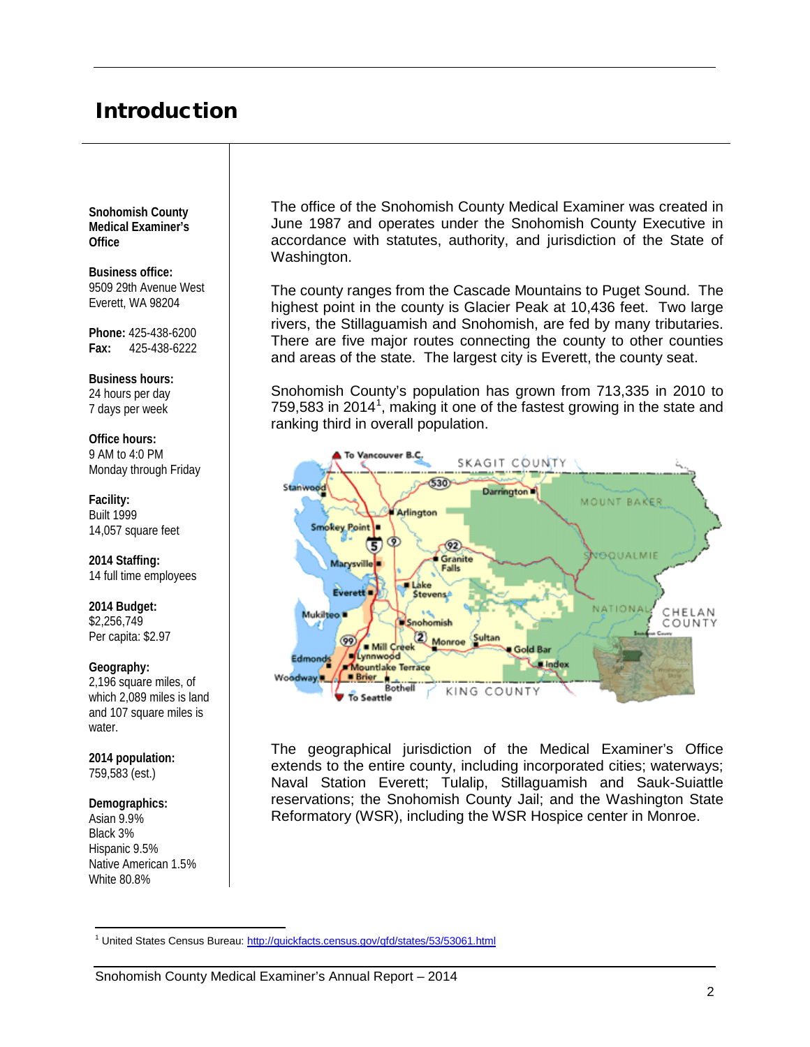# Introduction

**Snohomish County Medical Examiner's Office**

**Business office:**
9509 29th Avenue West
Everett, WA 98204

**Phone:** 425-438-6200
**Fax:** 425-438-6222

**Business hours:**
24 hours per day
7 days per week

**Office hours:**
9 AM to 4:0 PM
Monday through Friday

**Facility:**
Built 1999
14,057 square feet

**2014 Staffing:**
14 full time employees

**2014 Budget:**
$2,256,749
Per capita: $2.97

**Geography:**
2,196 square miles, of which 2,089 miles is land and 107 square miles is water.

**2014 population:**
759,583 (est.)

**Demographics:**
Asian 9.9%
Black 3%
Hispanic 9.5%
Native American 1.5%
White 80.8%

The office of the Snohomish County Medical Examiner was created in June 1987 and operates under the Snohomish County Executive in accordance with statutes, authority, and jurisdiction of the State of Washington.

The county ranges from the Cascade Mountains to Puget Sound. The highest point in the county is Glacier Peak at 10,436 feet. Two large rivers, the Stillaguamish and Snohomish, are fed by many tributaries. There are five major routes connecting the county to other counties and areas of the state. The largest city is Everett, the county seat.

Snohomish County's population has grown from 713,335 in 2010 to 759,583 in 2014[1], making it one of the fastest growing in the state and ranking third in overall population.

The geographical jurisdiction of the Medical Examiner's Office extends to the entire county, including incorporated cities; waterways; Naval Station Everett; Tulalip, Stillaguamish and Sauk-Suiattle reservations; the Snohomish County Jail; and the Washington State Reformatory (WSR), including the WSR Hospice center in Monroe.

[1] United States Census Bureau: http://quickfacts.census.gov/qfd/states/53/53061.html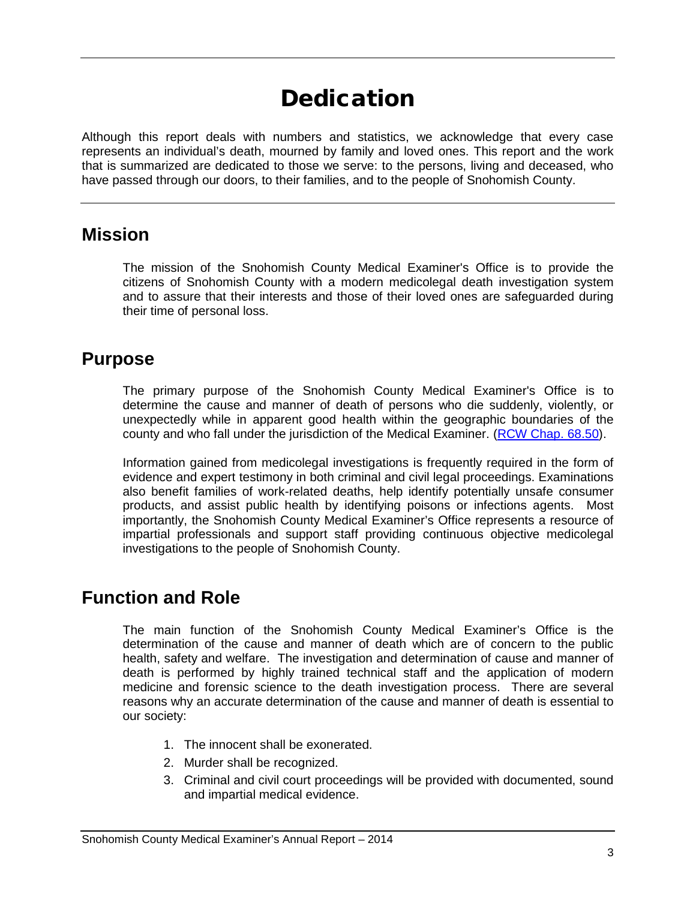# Dedication

Although this report deals with numbers and statistics, we acknowledge that every case represents an individual's death, mourned by family and loved ones. This report and the work that is summarized are dedicated to those we serve: to the persons, living and deceased, who have passed through our doors, to their families, and to the people of Snohomish County.

## Mission

The mission of the Snohomish County Medical Examiner's Office is to provide the citizens of Snohomish County with a modern medicolegal death investigation system and to assure that their interests and those of their loved ones are safeguarded during their time of personal loss.

## Purpose

The primary purpose of the Snohomish County Medical Examiner's Office is to determine the cause and manner of death of persons who die suddenly, violently, or unexpectedly while in apparent good health within the geographic boundaries of the county and who fall under the jurisdiction of the Medical Examiner. (RCW Chap. 68.50).

Information gained from medicolegal investigations is frequently required in the form of evidence and expert testimony in both criminal and civil legal proceedings. Examinations also benefit families of work-related deaths, help identify potentially unsafe consumer products, and assist public health by identifying poisons or infections agents. Most importantly, the Snohomish County Medical Examiner's Office represents a resource of impartial professionals and support staff providing continuous objective medicolegal investigations to the people of Snohomish County.

## Function and Role

The main function of the Snohomish County Medical Examiner's Office is the determination of the cause and manner of death which are of concern to the public health, safety and welfare. The investigation and determination of cause and manner of death is performed by highly trained technical staff and the application of modern medicine and forensic science to the death investigation process. There are several reasons why an accurate determination of the cause and manner of death is essential to our society:

1. The innocent shall be exonerated.
2. Murder shall be recognized.
3. Criminal and civil court proceedings will be provided with documented, sound and impartial medical evidence.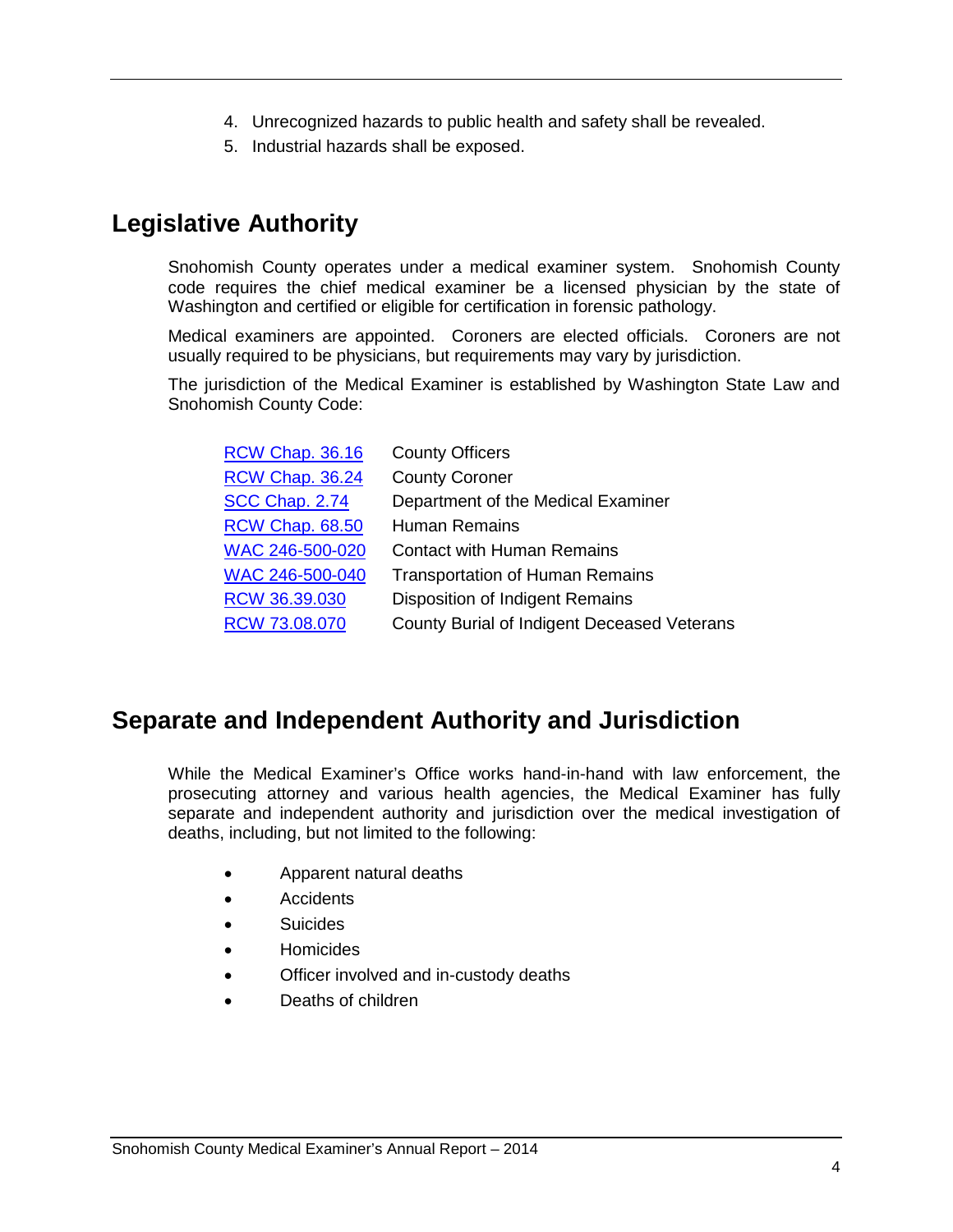4. Unrecognized hazards to public health and safety shall be revealed.
5. Industrial hazards shall be exposed.

## Legislative Authority

Snohomish County operates under a medical examiner system. Snohomish County code requires the chief medical examiner be a licensed physician by the state of Washington and certified or eligible for certification in forensic pathology.

Medical examiners are appointed. Coroners are elected officials. Coroners are not usually required to be physicians, but requirements may vary by jurisdiction.

The jurisdiction of the Medical Examiner is established by Washington State Law and Snohomish County Code:

| | |
|---|---|
| RCW Chap. 36.16 | County Officers |
| RCW Chap. 36.24 | County Coroner |
| SCC Chap. 2.74 | Department of the Medical Examiner |
| RCW Chap. 68.50 | Human Remains |
| WAC 246-500-020 | Contact with Human Remains |
| WAC 246-500-040 | Transportation of Human Remains |
| RCW 36.39.030 | Disposition of Indigent Remains |
| RCW 73.08.070 | County Burial of Indigent Deceased Veterans |

## Separate and Independent Authority and Jurisdiction

While the Medical Examiner's Office works hand-in-hand with law enforcement, the prosecuting attorney and various health agencies, the Medical Examiner has fully separate and independent authority and jurisdiction over the medical investigation of deaths, including, but not limited to the following:

- Apparent natural deaths
- Accidents
- Suicides
- Homicides
- Officer involved and in-custody deaths
- Deaths of children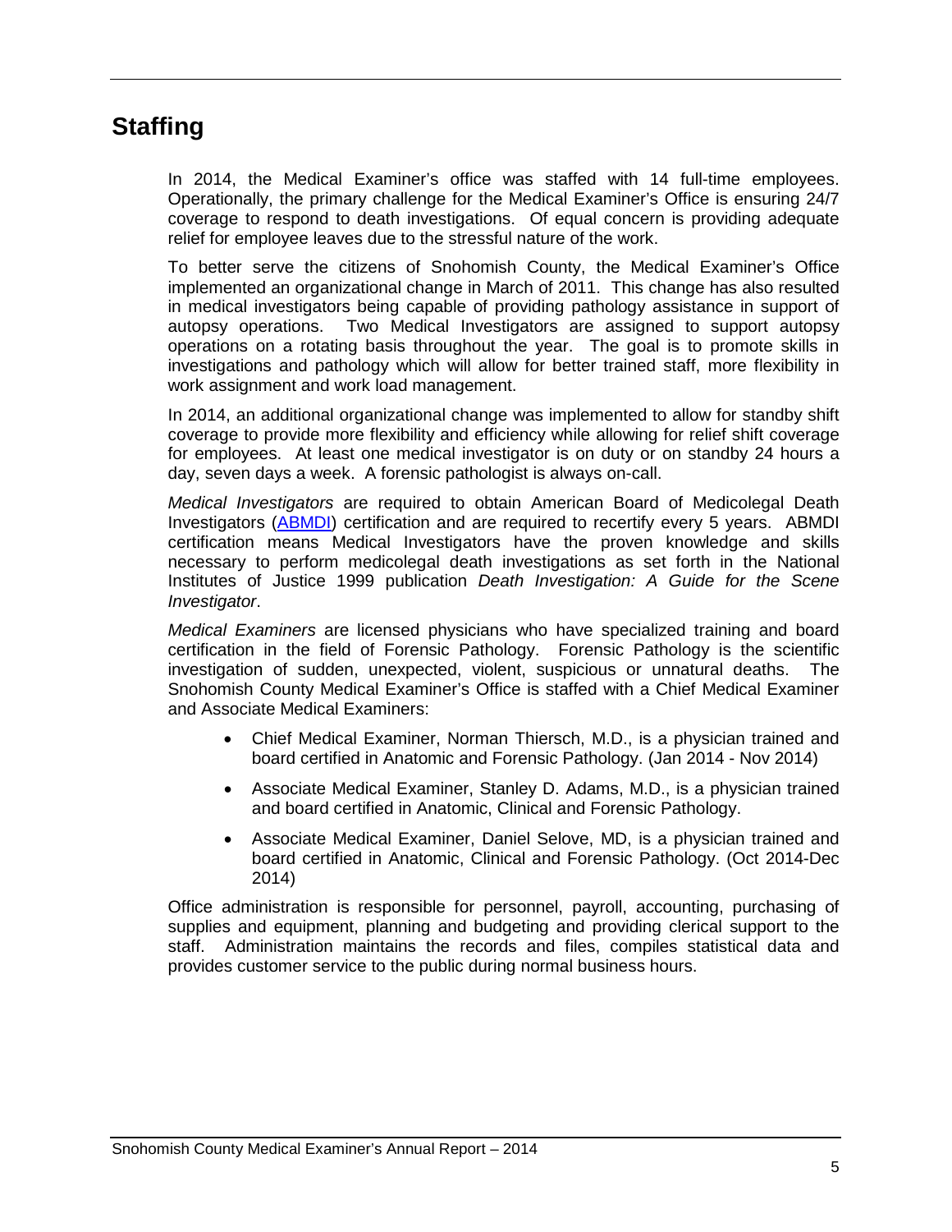# Staffing

In 2014, the Medical Examiner's office was staffed with 14 full-time employees. Operationally, the primary challenge for the Medical Examiner's Office is ensuring 24/7 coverage to respond to death investigations. Of equal concern is providing adequate relief for employee leaves due to the stressful nature of the work.

To better serve the citizens of Snohomish County, the Medical Examiner's Office implemented an organizational change in March of 2011. This change has also resulted in medical investigators being capable of providing pathology assistance in support of autopsy operations. Two Medical Investigators are assigned to support autopsy operations on a rotating basis throughout the year. The goal is to promote skills in investigations and pathology which will allow for better trained staff, more flexibility in work assignment and work load management.

In 2014, an additional organizational change was implemented to allow for standby shift coverage to provide more flexibility and efficiency while allowing for relief shift coverage for employees. At least one medical investigator is on duty or on standby 24 hours a day, seven days a week. A forensic pathologist is always on-call.

*Medical Investigators* are required to obtain American Board of Medicolegal Death Investigators (ABMDI) certification and are required to recertify every 5 years. ABMDI certification means Medical Investigators have the proven knowledge and skills necessary to perform medicolegal death investigations as set forth in the National Institutes of Justice 1999 publication *Death Investigation: A Guide for the Scene Investigator*.

*Medical Examiners* are licensed physicians who have specialized training and board certification in the field of Forensic Pathology. Forensic Pathology is the scientific investigation of sudden, unexpected, violent, suspicious or unnatural deaths. The Snohomish County Medical Examiner's Office is staffed with a Chief Medical Examiner and Associate Medical Examiners:

- Chief Medical Examiner, Norman Thiersch, M.D., is a physician trained and board certified in Anatomic and Forensic Pathology. (Jan 2014 - Nov 2014)
- Associate Medical Examiner, Stanley D. Adams, M.D., is a physician trained and board certified in Anatomic, Clinical and Forensic Pathology.
- Associate Medical Examiner, Daniel Selove, MD, is a physician trained and board certified in Anatomic, Clinical and Forensic Pathology. (Oct 2014-Dec 2014)

Office administration is responsible for personnel, payroll, accounting, purchasing of supplies and equipment, planning and budgeting and providing clerical support to the staff. Administration maintains the records and files, compiles statistical data and provides customer service to the public during normal business hours.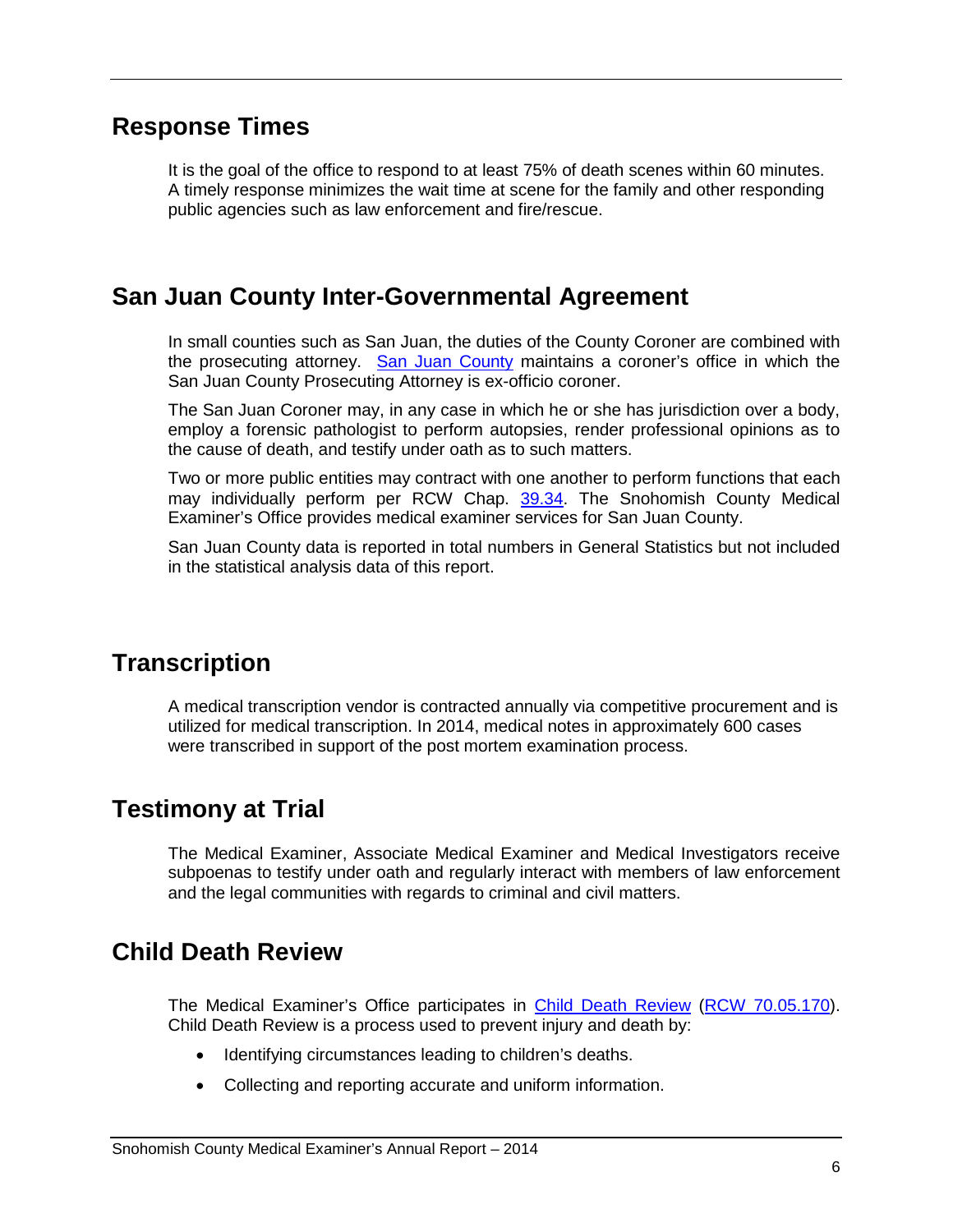## Response Times

It is the goal of the office to respond to at least 75% of death scenes within 60 minutes. A timely response minimizes the wait time at scene for the family and other responding public agencies such as law enforcement and fire/rescue.

## San Juan County Inter-Governmental Agreement

In small counties such as San Juan, the duties of the County Coroner are combined with the prosecuting attorney. San Juan County maintains a coroner's office in which the San Juan County Prosecuting Attorney is ex-officio coroner.

The San Juan Coroner may, in any case in which he or she has jurisdiction over a body, employ a forensic pathologist to perform autopsies, render professional opinions as to the cause of death, and testify under oath as to such matters.

Two or more public entities may contract with one another to perform functions that each may individually perform per RCW Chap. 39.34. The Snohomish County Medical Examiner's Office provides medical examiner services for San Juan County.

San Juan County data is reported in total numbers in General Statistics but not included in the statistical analysis data of this report.

## Transcription

A medical transcription vendor is contracted annually via competitive procurement and is utilized for medical transcription. In 2014, medical notes in approximately 600 cases were transcribed in support of the post mortem examination process.

## Testimony at Trial

The Medical Examiner, Associate Medical Examiner and Medical Investigators receive subpoenas to testify under oath and regularly interact with members of law enforcement and the legal communities with regards to criminal and civil matters.

## Child Death Review

The Medical Examiner's Office participates in Child Death Review (RCW 70.05.170). Child Death Review is a process used to prevent injury and death by:

- Identifying circumstances leading to children's deaths.
- Collecting and reporting accurate and uniform information.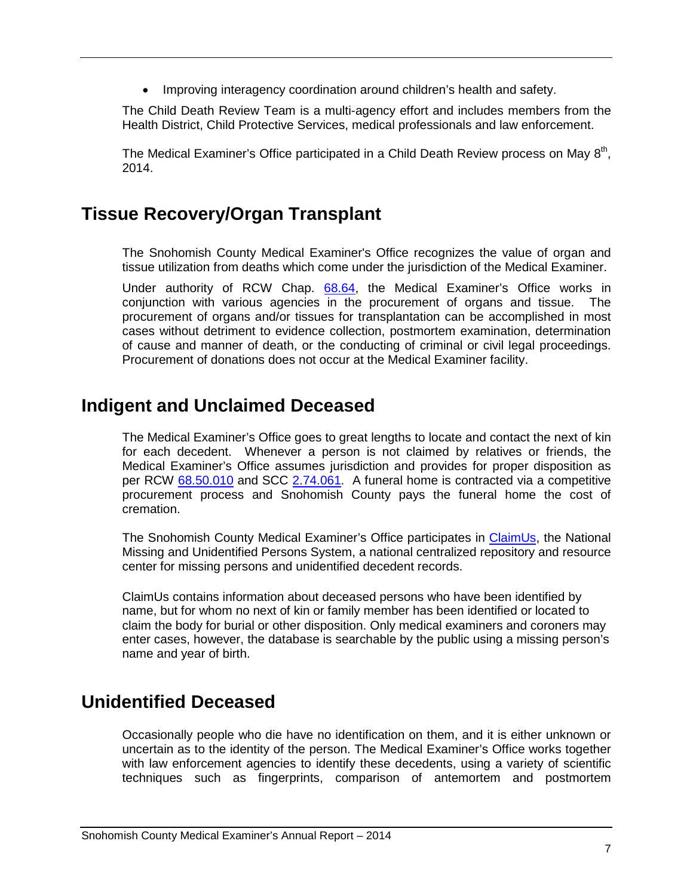- Improving interagency coordination around children's health and safety.

The Child Death Review Team is a multi-agency effort and includes members from the Health District, Child Protective Services, medical professionals and law enforcement.

The Medical Examiner's Office participated in a Child Death Review process on May 8th, 2014.

## Tissue Recovery/Organ Transplant

The Snohomish County Medical Examiner's Office recognizes the value of organ and tissue utilization from deaths which come under the jurisdiction of the Medical Examiner.

Under authority of RCW Chap. 68.64, the Medical Examiner's Office works in conjunction with various agencies in the procurement of organs and tissue. The procurement of organs and/or tissues for transplantation can be accomplished in most cases without detriment to evidence collection, postmortem examination, determination of cause and manner of death, or the conducting of criminal or civil legal proceedings. Procurement of donations does not occur at the Medical Examiner facility.

## Indigent and Unclaimed Deceased

The Medical Examiner's Office goes to great lengths to locate and contact the next of kin for each decedent. Whenever a person is not claimed by relatives or friends, the Medical Examiner's Office assumes jurisdiction and provides for proper disposition as per RCW 68.50.010 and SCC 2.74.061. A funeral home is contracted via a competitive procurement process and Snohomish County pays the funeral home the cost of cremation.

The Snohomish County Medical Examiner's Office participates in ClaimUs, the National Missing and Unidentified Persons System, a national centralized repository and resource center for missing persons and unidentified decedent records.

ClaimUs contains information about deceased persons who have been identified by name, but for whom no next of kin or family member has been identified or located to claim the body for burial or other disposition. Only medical examiners and coroners may enter cases, however, the database is searchable by the public using a missing person's name and year of birth.

## Unidentified Deceased

Occasionally people who die have no identification on them, and it is either unknown or uncertain as to the identity of the person. The Medical Examiner's Office works together with law enforcement agencies to identify these decedents, using a variety of scientific techniques such as fingerprints, comparison of antemortem and postmortem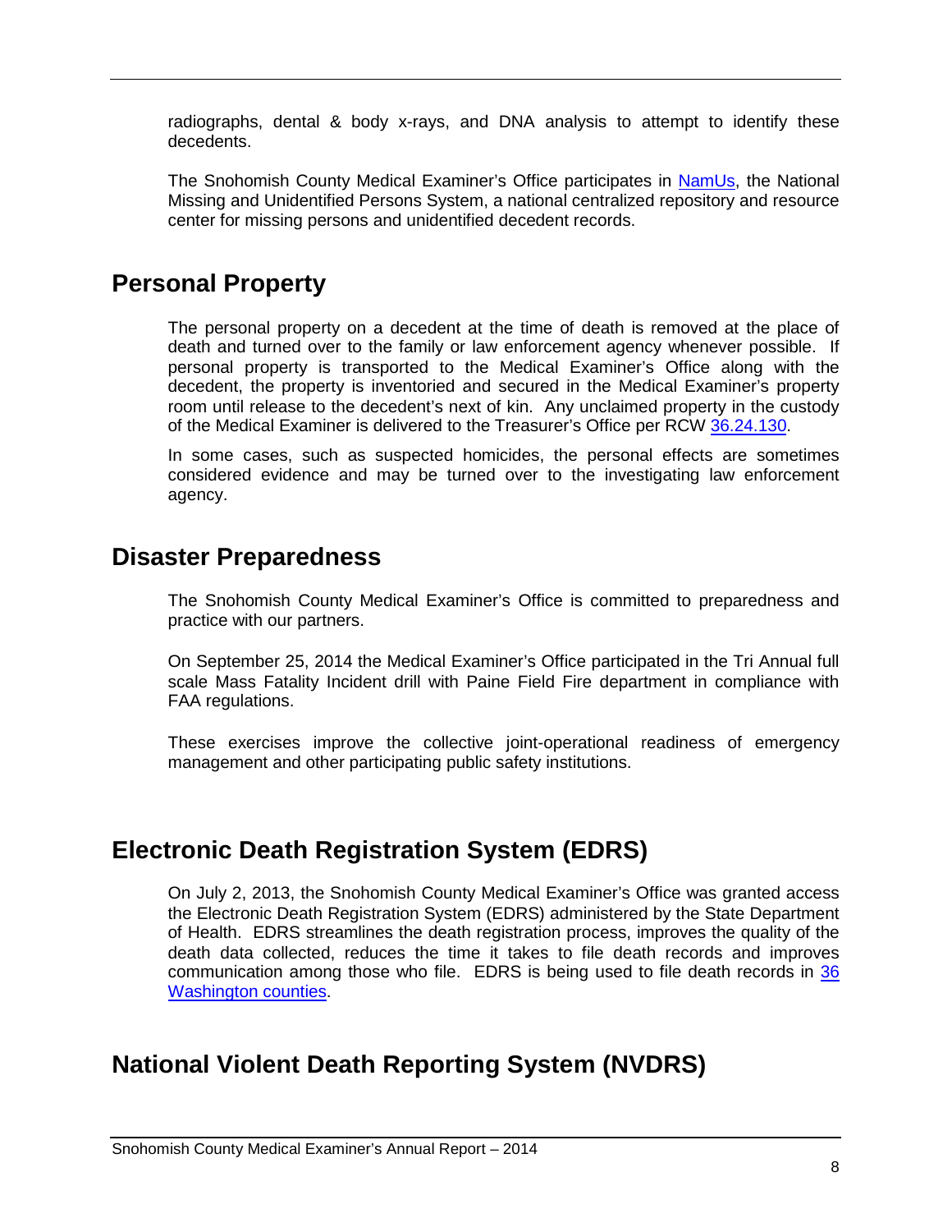radiographs, dental & body x-rays, and DNA analysis to attempt to identify these decedents.

The Snohomish County Medical Examiner's Office participates in NamUs, the National Missing and Unidentified Persons System, a national centralized repository and resource center for missing persons and unidentified decedent records.

## Personal Property

The personal property on a decedent at the time of death is removed at the place of death and turned over to the family or law enforcement agency whenever possible. If personal property is transported to the Medical Examiner's Office along with the decedent, the property is inventoried and secured in the Medical Examiner's property room until release to the decedent's next of kin. Any unclaimed property in the custody of the Medical Examiner is delivered to the Treasurer's Office per RCW 36.24.130.

In some cases, such as suspected homicides, the personal effects are sometimes considered evidence and may be turned over to the investigating law enforcement agency.

## Disaster Preparedness

The Snohomish County Medical Examiner's Office is committed to preparedness and practice with our partners.

On September 25, 2014 the Medical Examiner's Office participated in the Tri Annual full scale Mass Fatality Incident drill with Paine Field Fire department in compliance with FAA regulations.

These exercises improve the collective joint-operational readiness of emergency management and other participating public safety institutions.

## Electronic Death Registration System (EDRS)

On July 2, 2013, the Snohomish County Medical Examiner's Office was granted access the Electronic Death Registration System (EDRS) administered by the State Department of Health. EDRS streamlines the death registration process, improves the quality of the death data collected, reduces the time it takes to file death records and improves communication among those who file. EDRS is being used to file death records in 36 Washington counties.

## National Violent Death Reporting System (NVDRS)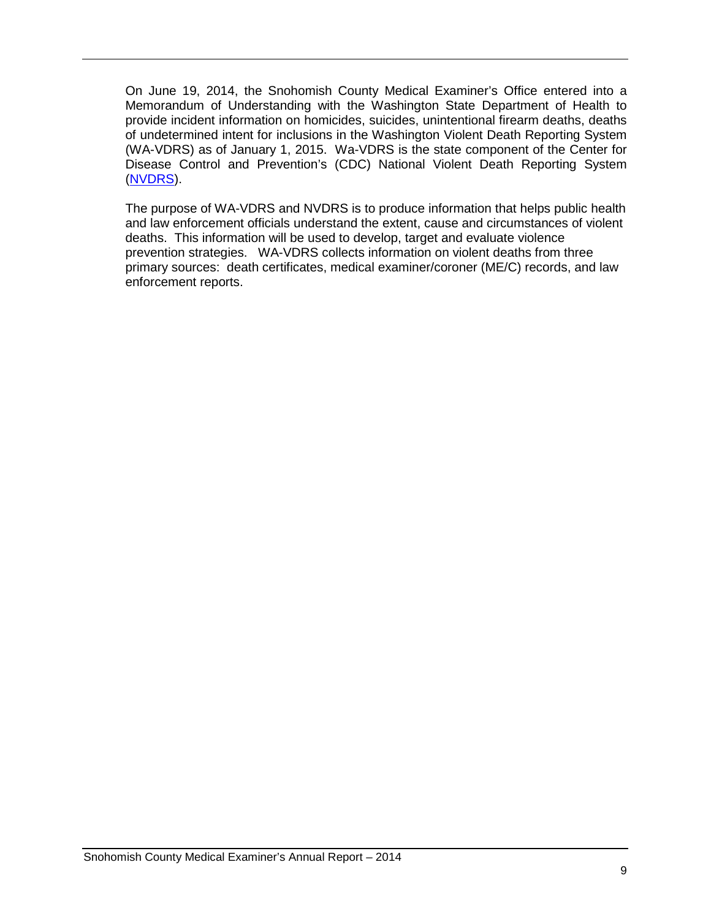On June 19, 2014, the Snohomish County Medical Examiner's Office entered into a Memorandum of Understanding with the Washington State Department of Health to provide incident information on homicides, suicides, unintentional firearm deaths, deaths of undetermined intent for inclusions in the Washington Violent Death Reporting System (WA-VDRS) as of January 1, 2015. Wa-VDRS is the state component of the Center for Disease Control and Prevention's (CDC) National Violent Death Reporting System (NVDRS).

The purpose of WA-VDRS and NVDRS is to produce information that helps public health and law enforcement officials understand the extent, cause and circumstances of violent deaths. This information will be used to develop, target and evaluate violence prevention strategies. WA-VDRS collects information on violent deaths from three primary sources: death certificates, medical examiner/coroner (ME/C) records, and law enforcement reports.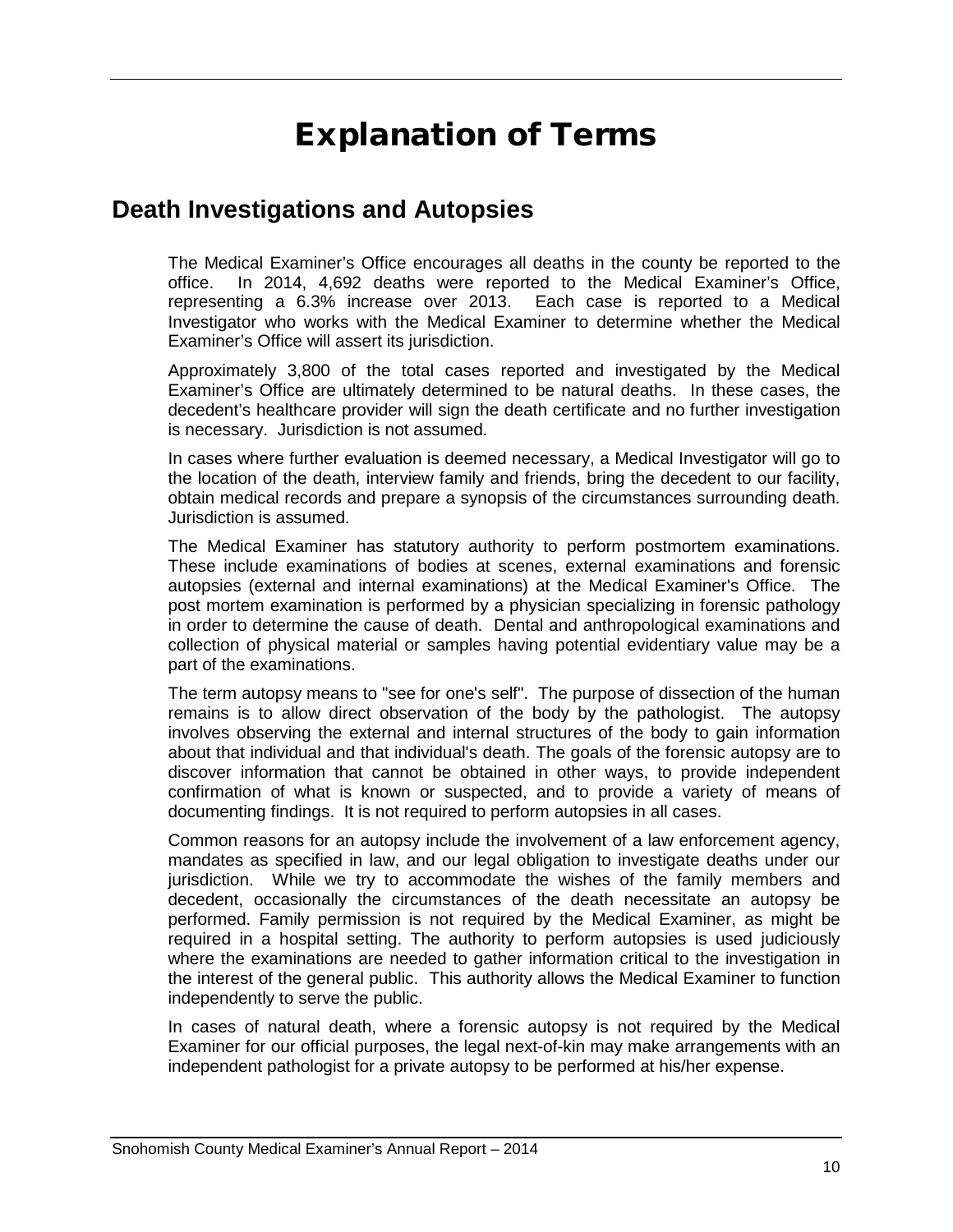# Explanation of Terms

## Death Investigations and Autopsies

The Medical Examiner's Office encourages all deaths in the county be reported to the office. In 2014, 4,692 deaths were reported to the Medical Examiner's Office, representing a 6.3% increase over 2013. Each case is reported to a Medical Investigator who works with the Medical Examiner to determine whether the Medical Examiner's Office will assert its jurisdiction.

Approximately 3,800 of the total cases reported and investigated by the Medical Examiner's Office are ultimately determined to be natural deaths. In these cases, the decedent's healthcare provider will sign the death certificate and no further investigation is necessary. Jurisdiction is not assumed.

In cases where further evaluation is deemed necessary, a Medical Investigator will go to the location of the death, interview family and friends, bring the decedent to our facility, obtain medical records and prepare a synopsis of the circumstances surrounding death. Jurisdiction is assumed.

The Medical Examiner has statutory authority to perform postmortem examinations. These include examinations of bodies at scenes, external examinations and forensic autopsies (external and internal examinations) at the Medical Examiner's Office. The post mortem examination is performed by a physician specializing in forensic pathology in order to determine the cause of death. Dental and anthropological examinations and collection of physical material or samples having potential evidentiary value may be a part of the examinations.

The term autopsy means to "see for one's self". The purpose of dissection of the human remains is to allow direct observation of the body by the pathologist. The autopsy involves observing the external and internal structures of the body to gain information about that individual and that individual's death. The goals of the forensic autopsy are to discover information that cannot be obtained in other ways, to provide independent confirmation of what is known or suspected, and to provide a variety of means of documenting findings. It is not required to perform autopsies in all cases.

Common reasons for an autopsy include the involvement of a law enforcement agency, mandates as specified in law, and our legal obligation to investigate deaths under our jurisdiction. While we try to accommodate the wishes of the family members and decedent, occasionally the circumstances of the death necessitate an autopsy be performed. Family permission is not required by the Medical Examiner, as might be required in a hospital setting. The authority to perform autopsies is used judiciously where the examinations are needed to gather information critical to the investigation in the interest of the general public. This authority allows the Medical Examiner to function independently to serve the public.

In cases of natural death, where a forensic autopsy is not required by the Medical Examiner for our official purposes, the legal next-of-kin may make arrangements with an independent pathologist for a private autopsy to be performed at his/her expense.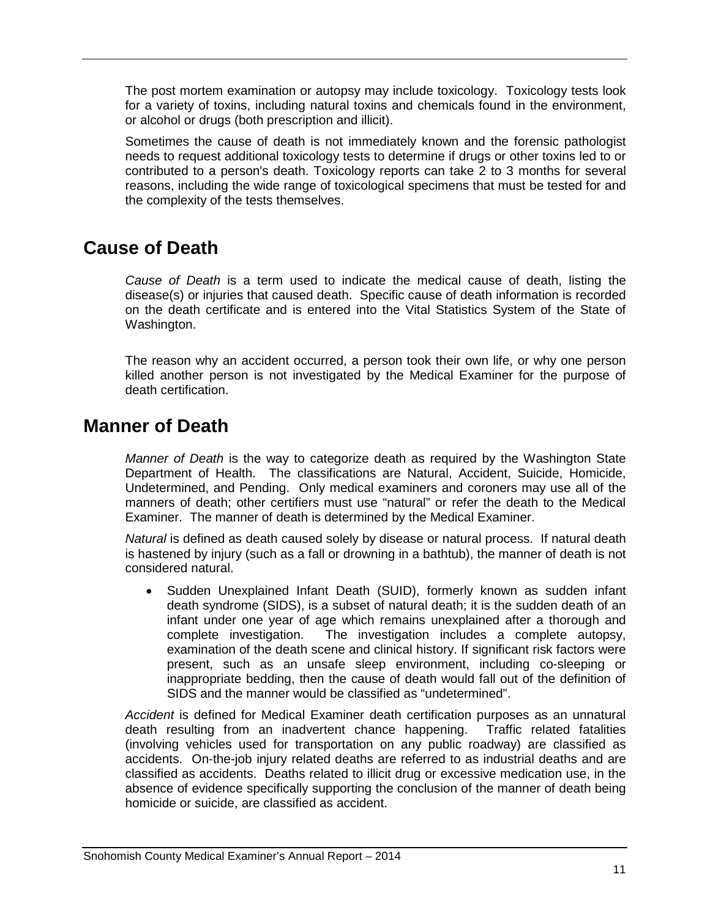The post mortem examination or autopsy may include toxicology. Toxicology tests look for a variety of toxins, including natural toxins and chemicals found in the environment, or alcohol or drugs (both prescription and illicit).

Sometimes the cause of death is not immediately known and the forensic pathologist needs to request additional toxicology tests to determine if drugs or other toxins led to or contributed to a person's death. Toxicology reports can take 2 to 3 months for several reasons, including the wide range of toxicological specimens that must be tested for and the complexity of the tests themselves.

## Cause of Death

*Cause of Death* is a term used to indicate the medical cause of death, listing the disease(s) or injuries that caused death. Specific cause of death information is recorded on the death certificate and is entered into the Vital Statistics System of the State of Washington.

The reason why an accident occurred, a person took their own life, or why one person killed another person is not investigated by the Medical Examiner for the purpose of death certification.

## Manner of Death

*Manner of Death* is the way to categorize death as required by the Washington State Department of Health. The classifications are Natural, Accident, Suicide, Homicide, Undetermined, and Pending. Only medical examiners and coroners may use all of the manners of death; other certifiers must use "natural" or refer the death to the Medical Examiner. The manner of death is determined by the Medical Examiner.

*Natural* is defined as death caused solely by disease or natural process. If natural death is hastened by injury (such as a fall or drowning in a bathtub), the manner of death is not considered natural.

- Sudden Unexplained Infant Death (SUID), formerly known as sudden infant death syndrome (SIDS), is a subset of natural death; it is the sudden death of an infant under one year of age which remains unexplained after a thorough and complete investigation. The investigation includes a complete autopsy, examination of the death scene and clinical history. If significant risk factors were present, such as an unsafe sleep environment, including co-sleeping or inappropriate bedding, then the cause of death would fall out of the definition of SIDS and the manner would be classified as "undetermined".

*Accident* is defined for Medical Examiner death certification purposes as an unnatural death resulting from an inadvertent chance happening. Traffic related fatalities (involving vehicles used for transportation on any public roadway) are classified as accidents. On-the-job injury related deaths are referred to as industrial deaths and are classified as accidents. Deaths related to illicit drug or excessive medication use, in the absence of evidence specifically supporting the conclusion of the manner of death being homicide or suicide, are classified as accident.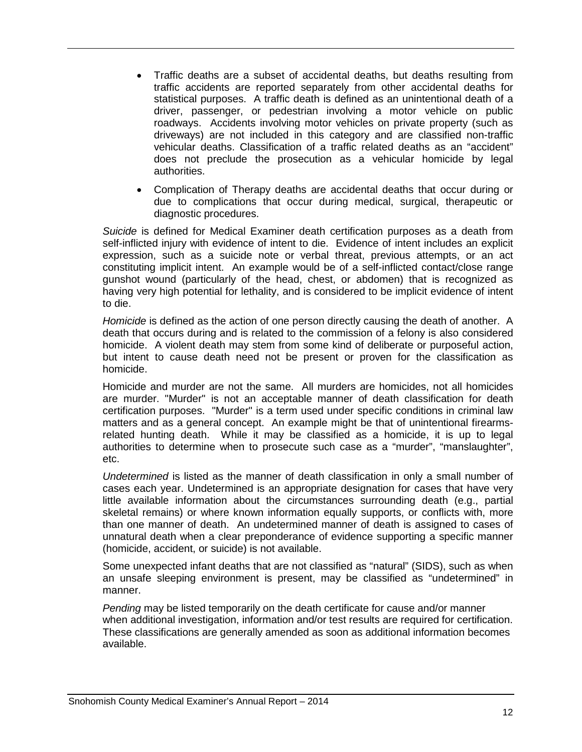- Traffic deaths are a subset of accidental deaths, but deaths resulting from traffic accidents are reported separately from other accidental deaths for statistical purposes. A traffic death is defined as an unintentional death of a driver, passenger, or pedestrian involving a motor vehicle on public roadways. Accidents involving motor vehicles on private property (such as driveways) are not included in this category and are classified non-traffic vehicular deaths. Classification of a traffic related deaths as an "accident" does not preclude the prosecution as a vehicular homicide by legal authorities.
- Complication of Therapy deaths are accidental deaths that occur during or due to complications that occur during medical, surgical, therapeutic or diagnostic procedures.

*Suicide* is defined for Medical Examiner death certification purposes as a death from self-inflicted injury with evidence of intent to die. Evidence of intent includes an explicit expression, such as a suicide note or verbal threat, previous attempts, or an act constituting implicit intent. An example would be of a self-inflicted contact/close range gunshot wound (particularly of the head, chest, or abdomen) that is recognized as having very high potential for lethality, and is considered to be implicit evidence of intent to die.

*Homicide* is defined as the action of one person directly causing the death of another. A death that occurs during and is related to the commission of a felony is also considered homicide. A violent death may stem from some kind of deliberate or purposeful action, but intent to cause death need not be present or proven for the classification as homicide.

Homicide and murder are not the same. All murders are homicides, not all homicides are murder. "Murder" is not an acceptable manner of death classification for death certification purposes. "Murder" is a term used under specific conditions in criminal law matters and as a general concept. An example might be that of unintentional firearms-related hunting death. While it may be classified as a homicide, it is up to legal authorities to determine when to prosecute such case as a "murder", "manslaughter", etc.

*Undetermined* is listed as the manner of death classification in only a small number of cases each year. Undetermined is an appropriate designation for cases that have very little available information about the circumstances surrounding death (e.g., partial skeletal remains) or where known information equally supports, or conflicts with, more than one manner of death. An undetermined manner of death is assigned to cases of unnatural death when a clear preponderance of evidence supporting a specific manner (homicide, accident, or suicide) is not available.

Some unexpected infant deaths that are not classified as "natural" (SIDS), such as when an unsafe sleeping environment is present, may be classified as "undetermined" in manner.

*Pending* may be listed temporarily on the death certificate for cause and/or manner when additional investigation, information and/or test results are required for certification. These classifications are generally amended as soon as additional information becomes available.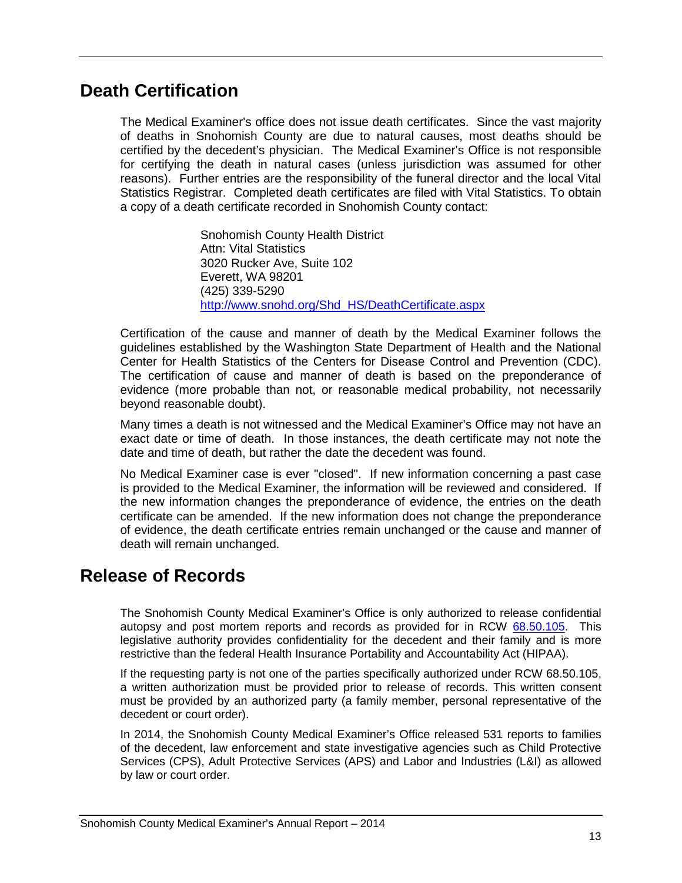## Death Certification

The Medical Examiner's office does not issue death certificates. Since the vast majority of deaths in Snohomish County are due to natural causes, most deaths should be certified by the decedent's physician. The Medical Examiner's Office is not responsible for certifying the death in natural cases (unless jurisdiction was assumed for other reasons). Further entries are the responsibility of the funeral director and the local Vital Statistics Registrar. Completed death certificates are filed with Vital Statistics. To obtain a copy of a death certificate recorded in Snohomish County contact:

Snohomish County Health District
Attn: Vital Statistics
3020 Rucker Ave, Suite 102
Everett, WA 98201
(425) 339-5290
[http://www.snohd.org/Shd_HS/DeathCertificate.aspx](http://www.snohd.org/Shd_HS/DeathCertificate.aspx)

Certification of the cause and manner of death by the Medical Examiner follows the guidelines established by the Washington State Department of Health and the National Center for Health Statistics of the Centers for Disease Control and Prevention (CDC). The certification of cause and manner of death is based on the preponderance of evidence (more probable than not, or reasonable medical probability, not necessarily beyond reasonable doubt).

Many times a death is not witnessed and the Medical Examiner's Office may not have an exact date or time of death. In those instances, the death certificate may not note the date and time of death, but rather the date the decedent was found.

No Medical Examiner case is ever "closed". If new information concerning a past case is provided to the Medical Examiner, the information will be reviewed and considered. If the new information changes the preponderance of evidence, the entries on the death certificate can be amended. If the new information does not change the preponderance of evidence, the death certificate entries remain unchanged or the cause and manner of death will remain unchanged.

## Release of Records

The Snohomish County Medical Examiner's Office is only authorized to release confidential autopsy and post mortem reports and records as provided for in RCW [68.50.105](68.50.105). This legislative authority provides confidentiality for the decedent and their family and is more restrictive than the federal Health Insurance Portability and Accountability Act (HIPAA).

If the requesting party is not one of the parties specifically authorized under RCW 68.50.105, a written authorization must be provided prior to release of records. This written consent must be provided by an authorized party (a family member, personal representative of the decedent or court order).

In 2014, the Snohomish County Medical Examiner's Office released 531 reports to families of the decedent, law enforcement and state investigative agencies such as Child Protective Services (CPS), Adult Protective Services (APS) and Labor and Industries (L&I) as allowed by law or court order.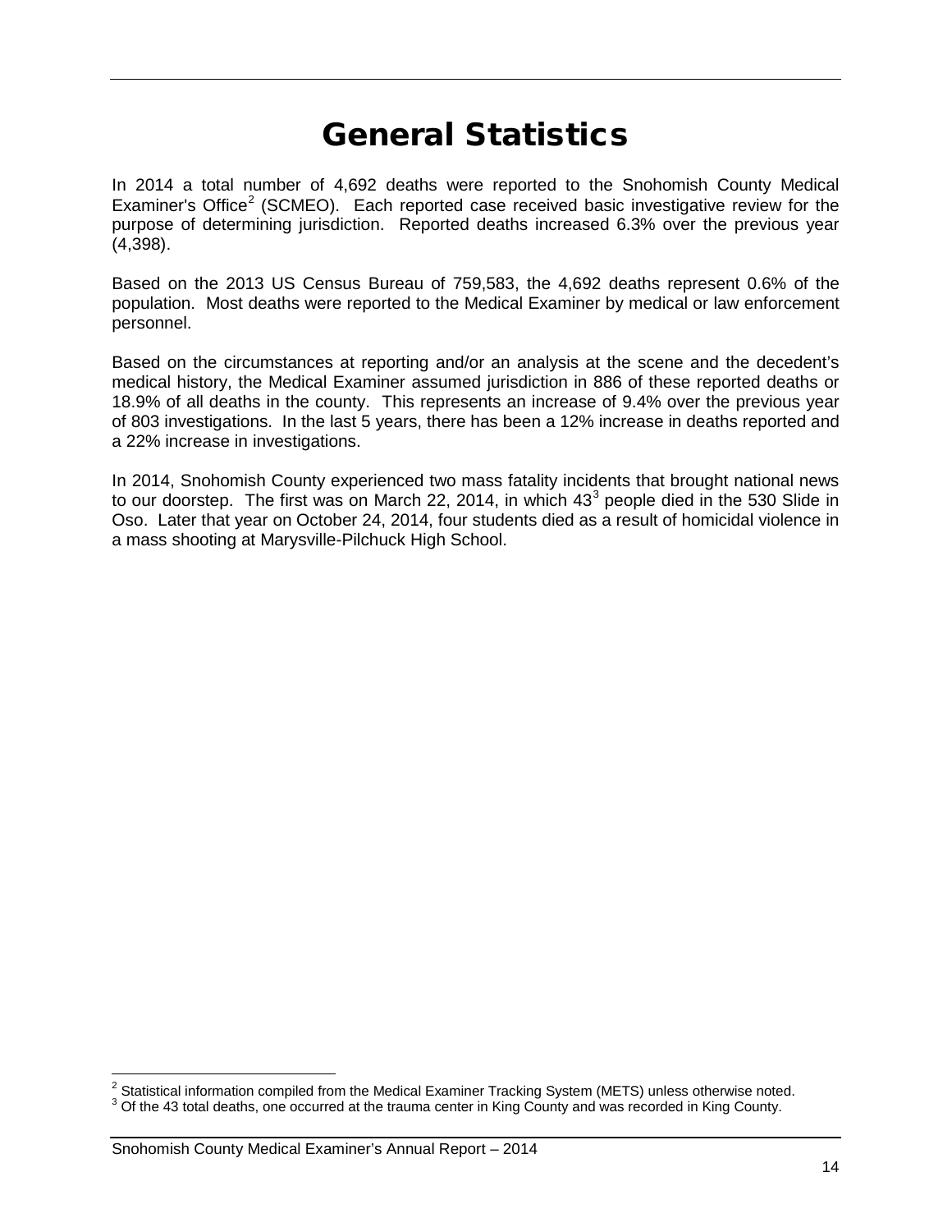# General Statistics

In 2014 a total number of 4,692 deaths were reported to the Snohomish County Medical Examiner's Office[2] (SCMEO). Each reported case received basic investigative review for the purpose of determining jurisdiction. Reported deaths increased 6.3% over the previous year (4,398).

Based on the 2013 US Census Bureau of 759,583, the 4,692 deaths represent 0.6% of the population. Most deaths were reported to the Medical Examiner by medical or law enforcement personnel.

Based on the circumstances at reporting and/or an analysis at the scene and the decedent's medical history, the Medical Examiner assumed jurisdiction in 886 of these reported deaths or 18.9% of all deaths in the county. This represents an increase of 9.4% over the previous year of 803 investigations. In the last 5 years, there has been a 12% increase in deaths reported and a 22% increase in investigations.

In 2014, Snohomish County experienced two mass fatality incidents that brought national news to our doorstep. The first was on March 22, 2014, in which 43[3] people died in the 530 Slide in Oso. Later that year on October 24, 2014, four students died as a result of homicidal violence in a mass shooting at Marysville-Pilchuck High School.

---

[2] Statistical information compiled from the Medical Examiner Tracking System (METS) unless otherwise noted.

[3] Of the 43 total deaths, one occurred at the trauma center in King County and was recorded in King County.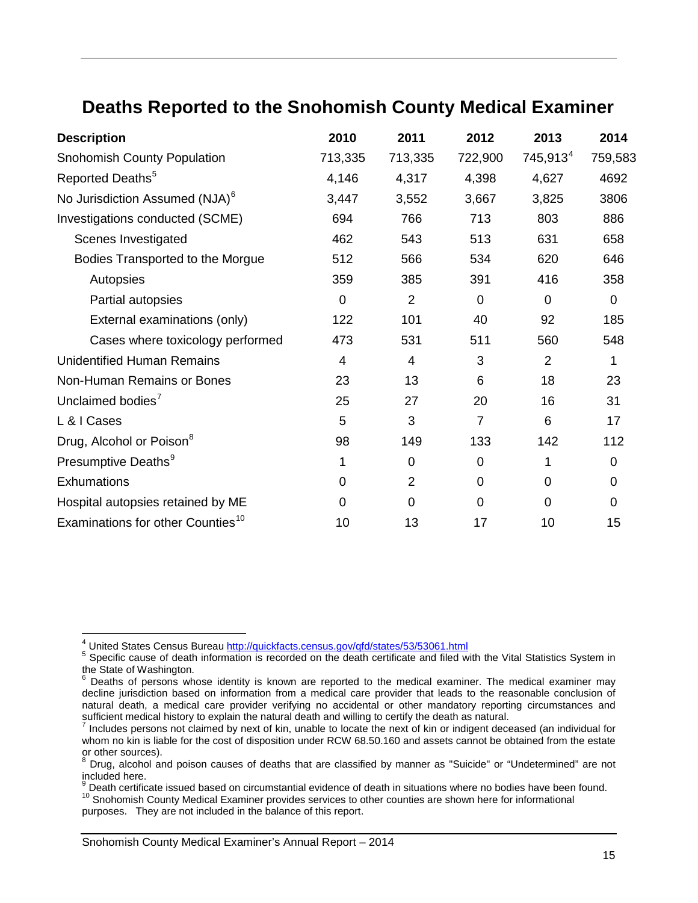# Deaths Reported to the Snohomish County Medical Examiner

| Description | 2010 | 2011 | 2012 | 2013 | 2014 |
|---|---|---|---|---|---|
| Snohomish County Population | 713,335 | 713,335 | 722,900 | 745,913[4] | 759,583 |
| Reported Deaths[5] | 4,146 | 4,317 | 4,398 | 4,627 | 4692 |
| No Jurisdiction Assumed (NJA)[6] | 3,447 | 3,552 | 3,667 | 3,825 | 3806 |
| Investigations conducted (SCME) | 694 | 766 | 713 | 803 | 886 |
| Scenes Investigated | 462 | 543 | 513 | 631 | 658 |
| Bodies Transported to the Morgue | 512 | 566 | 534 | 620 | 646 |
| Autopsies | 359 | 385 | 391 | 416 | 358 |
| Partial autopsies | 0 | 2 | 0 | 0 | 0 |
| External examinations (only) | 122 | 101 | 40 | 92 | 185 |
| Cases where toxicology performed | 473 | 531 | 511 | 560 | 548 |
| Unidentified Human Remains | 4 | 4 | 3 | 2 | 1 |
| Non-Human Remains or Bones | 23 | 13 | 6 | 18 | 23 |
| Unclaimed bodies[7] | 25 | 27 | 20 | 16 | 31 |
| L & I Cases | 5 | 3 | 7 | 6 | 17 |
| Drug, Alcohol or Poison[8] | 98 | 149 | 133 | 142 | 112 |
| Presumptive Deaths[9] | 1 | 0 | 0 | 1 | 0 |
| Exhumations | 0 | 2 | 0 | 0 | 0 |
| Hospital autopsies retained by ME | 0 | 0 | 0 | 0 | 0 |
| Examinations for other Counties[10] | 10 | 13 | 17 | 10 | 15 |

[4] United States Census Bureau http://quickfacts.census.gov/qfd/states/53/53061.html

[5] Specific cause of death information is recorded on the death certificate and filed with the Vital Statistics System in the State of Washington.

[6] Deaths of persons whose identity is known are reported to the medical examiner. The medical examiner may decline jurisdiction based on information from a medical care provider that leads to the reasonable conclusion of natural death, a medical care provider verifying no accidental or other mandatory reporting circumstances and sufficient medical history to explain the natural death and willing to certify the death as natural.

[7] Includes persons not claimed by next of kin, unable to locate the next of kin or indigent deceased (an individual for whom no kin is liable for the cost of disposition under RCW 68.50.160 and assets cannot be obtained from the estate or other sources).

[8] Drug, alcohol and poison causes of deaths that are classified by manner as "Suicide" or "Undetermined" are not included here.

[9] Death certificate issued based on circumstantial evidence of death in situations where no bodies have been found.

[10] Snohomish County Medical Examiner provides services to other counties are shown here for informational purposes. They are not included in the balance of this report.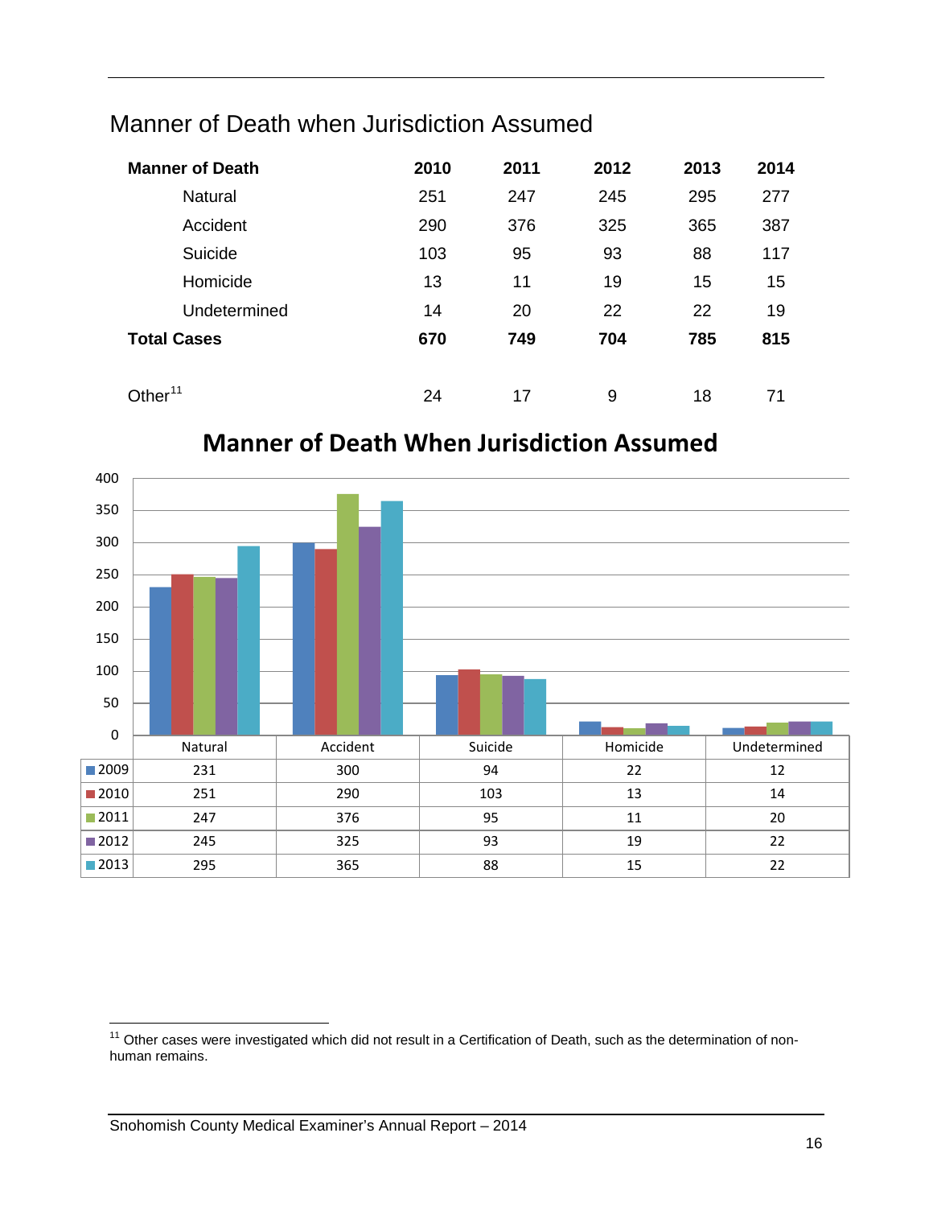## Manner of Death when Jurisdiction Assumed

| Manner of Death | 2010 | 2011 | 2012 | 2013 | 2014 |
|---|---|---|---|---|---|
| Natural | 251 | 247 | 245 | 295 | 277 |
| Accident | 290 | 376 | 325 | 365 | 387 |
| Suicide | 103 | 95 | 93 | 88 | 117 |
| Homicide | 13 | 11 | 19 | 15 | 15 |
| Undetermined | 14 | 20 | 22 | 22 | 19 |
| **Total Cases** | **670** | **749** | **704** | **785** | **815** |
| | | | | | |
| Other[11] | 24 | 17 | 9 | 18 | 71 |

**Manner of Death When Jurisdiction Assumed**

| | Natural | Accident | Suicide | Homicide | Undetermined |
|---|---|---|---|---|---|
| 2009 | 231 | 300 | 94 | 22 | 12 |
| 2010 | 251 | 290 | 103 | 13 | 14 |
| 2011 | 247 | 376 | 95 | 11 | 20 |
| 2012 | 245 | 325 | 93 | 19 | 22 |
| 2013 | 295 | 365 | 88 | 15 | 22 |

[11] Other cases were investigated which did not result in a Certification of Death, such as the determination of non-human remains.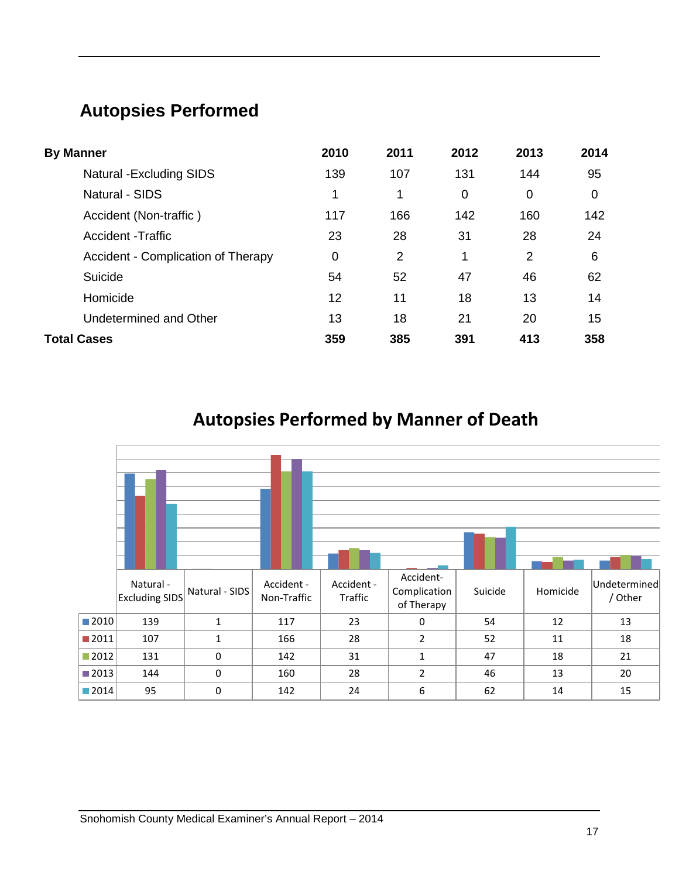## Autopsies Performed

| By Manner | 2010 | 2011 | 2012 | 2013 | 2014 |
|---|---|---|---|---|---|
| Natural -Excluding SIDS | 139 | 107 | 131 | 144 | 95 |
| Natural - SIDS | 1 | 1 | 0 | 0 | 0 |
| Accident (Non-traffic ) | 117 | 166 | 142 | 160 | 142 |
| Accident -Traffic | 23 | 28 | 31 | 28 | 24 |
| Accident - Complication of Therapy | 0 | 2 | 1 | 2 | 6 |
| Suicide | 54 | 52 | 47 | 46 | 62 |
| Homicide | 12 | 11 | 18 | 13 | 14 |
| Undetermined and Other | 13 | 18 | 21 | 20 | 15 |
| **Total Cases** | **359** | **385** | **391** | **413** | **358** |

### Autopsies Performed by Manner of Death

| | Natural - Excluding SIDS | Natural - SIDS | Accident - Non-Traffic | Accident - Traffic | Accident-Complication of Therapy | Suicide | Homicide | Undetermined / Other |
|---|---|---|---|---|---|---|---|---|
| 2010 | 139 | 1 | 117 | 23 | 0 | 54 | 12 | 13 |
| 2011 | 107 | 1 | 166 | 28 | 2 | 52 | 11 | 18 |
| 2012 | 131 | 0 | 142 | 31 | 1 | 47 | 18 | 21 |
| 2013 | 144 | 0 | 160 | 28 | 2 | 46 | 13 | 20 |
| 2014 | 95 | 0 | 142 | 24 | 6 | 62 | 14 | 15 |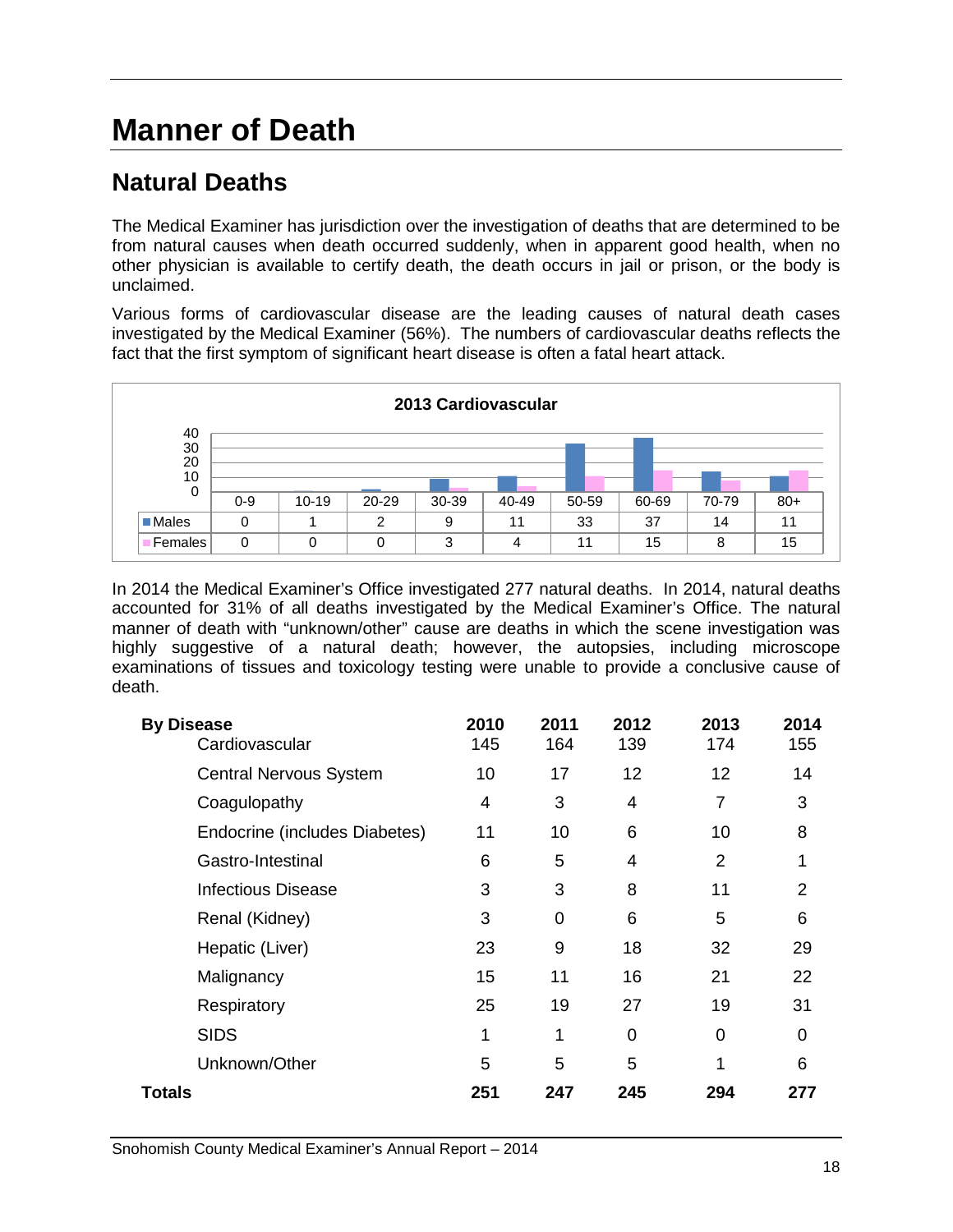# Manner of Death

## Natural Deaths

The Medical Examiner has jurisdiction over the investigation of deaths that are determined to be from natural causes when death occurred suddenly, when in apparent good health, when no other physician is available to certify death, the death occurs in jail or prison, or the body is unclaimed.

Various forms of cardiovascular disease are the leading causes of natural death cases investigated by the Medical Examiner (56%). The numbers of cardiovascular deaths reflects the fact that the first symptom of significant heart disease is often a fatal heart attack.

**2013 Cardiovascular**

| | 0-9 | 10-19 | 20-29 | 30-39 | 40-49 | 50-59 | 60-69 | 70-79 | 80+ |
|---|---|---|---|---|---|---|---|---|---|
| Males | 0 | 1 | 2 | 9 | 11 | 33 | 37 | 14 | 11 |
| Females | 0 | 0 | 0 | 3 | 4 | 11 | 15 | 8 | 15 |

In 2014 the Medical Examiner's Office investigated 277 natural deaths. In 2014, natural deaths accounted for 31% of all deaths investigated by the Medical Examiner's Office. The natural manner of death with "unknown/other" cause are deaths in which the scene investigation was highly suggestive of a natural death; however, the autopsies, including microscope examinations of tissues and toxicology testing were unable to provide a conclusive cause of death.

| **By Disease** | **2010** | **2011** | **2012** | **2013** | **2014** |
|---|---|---|---|---|---|
| Cardiovascular | 145 | 164 | 139 | 174 | 155 |
| Central Nervous System | 10 | 17 | 12 | 12 | 14 |
| Coagulopathy | 4 | 3 | 4 | 7 | 3 |
| Endocrine (includes Diabetes) | 11 | 10 | 6 | 10 | 8 |
| Gastro-Intestinal | 6 | 5 | 4 | 2 | 1 |
| Infectious Disease | 3 | 3 | 8 | 11 | 2 |
| Renal (Kidney) | 3 | 0 | 6 | 5 | 6 |
| Hepatic (Liver) | 23 | 9 | 18 | 32 | 29 |
| Malignancy | 15 | 11 | 16 | 21 | 22 |
| Respiratory | 25 | 19 | 27 | 19 | 31 |
| SIDS | 1 | 1 | 0 | 0 | 0 |
| Unknown/Other | 5 | 5 | 5 | 1 | 6 |
| **Totals** | **251** | **247** | **245** | **294** | **277** |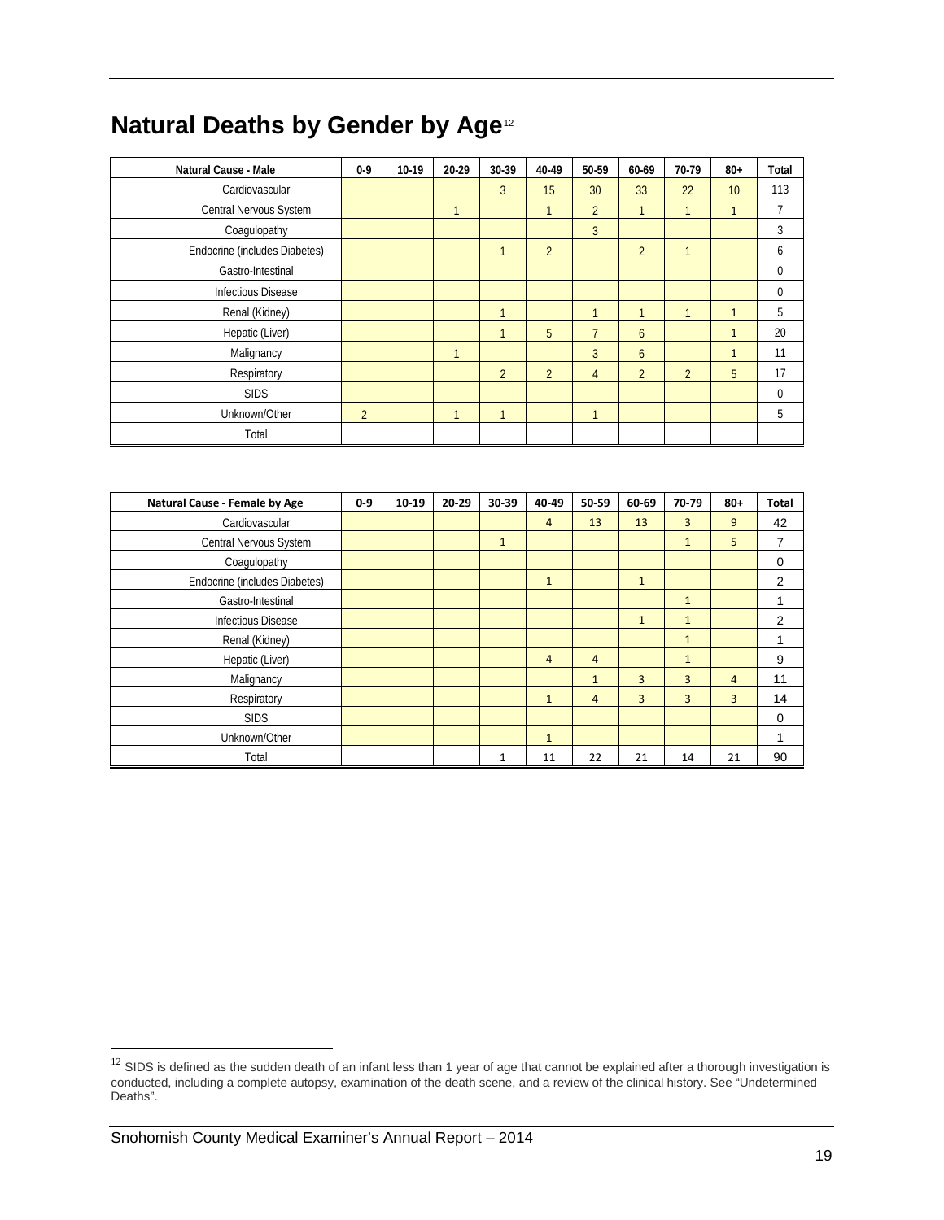# Natural Deaths by Gender by Age[12]

| Natural Cause - Male | 0-9 | 10-19 | 20-29 | 30-39 | 40-49 | 50-59 | 60-69 | 70-79 | 80+ | Total |
|---|---|---|---|---|---|---|---|---|---|---|
| Cardiovascular | | | | 3 | 15 | 30 | 33 | 22 | 10 | 113 |
| Central Nervous System | | | 1 | | 1 | 2 | 1 | 1 | 1 | 7 |
| Coagulopathy | | | | | | 3 | | | | 3 |
| Endocrine (includes Diabetes) | | | | 1 | 2 | | 2 | 1 | | 6 |
| Gastro-Intestinal | | | | | | | | | | 0 |
| Infectious Disease | | | | | | | | | | 0 |
| Renal (Kidney) | | | | 1 | | 1 | 1 | 1 | 1 | 5 |
| Hepatic (Liver) | | | | 1 | 5 | 7 | 6 | | 1 | 20 |
| Malignancy | | | 1 | | | 3 | 6 | | 1 | 11 |
| Respiratory | | | | 2 | 2 | 4 | 2 | 2 | 5 | 17 |
| SIDS | | | | | | | | | | 0 |
| Unknown/Other | 2 | | 1 | 1 | | 1 | | | | 5 |
| Total | | | | | | | | | | |

| Natural Cause - Female by Age | 0-9 | 10-19 | 20-29 | 30-39 | 40-49 | 50-59 | 60-69 | 70-79 | 80+ | Total |
|---|---|---|---|---|---|---|---|---|---|---|
| Cardiovascular | | | | | 4 | 13 | 13 | 3 | 9 | 42 |
| Central Nervous System | | | | 1 | | | | 1 | 5 | 7 |
| Coagulopathy | | | | | | | | | | 0 |
| Endocrine (includes Diabetes) | | | | | 1 | | 1 | | | 2 |
| Gastro-Intestinal | | | | | | | | 1 | | 1 |
| Infectious Disease | | | | | | | 1 | 1 | | 2 |
| Renal (Kidney) | | | | | | | | 1 | | 1 |
| Hepatic (Liver) | | | | | 4 | 4 | | 1 | | 9 |
| Malignancy | | | | | | 1 | 3 | 3 | 4 | 11 |
| Respiratory | | | | | 1 | 4 | 3 | 3 | 3 | 14 |
| SIDS | | | | | | | | | | 0 |
| Unknown/Other | | | | | 1 | | | | | 1 |
| Total | | | | 1 | 11 | 22 | 21 | 14 | 21 | 90 |

[12] SIDS is defined as the sudden death of an infant less than 1 year of age that cannot be explained after a thorough investigation is conducted, including a complete autopsy, examination of the death scene, and a review of the clinical history. See "Undetermined Deaths".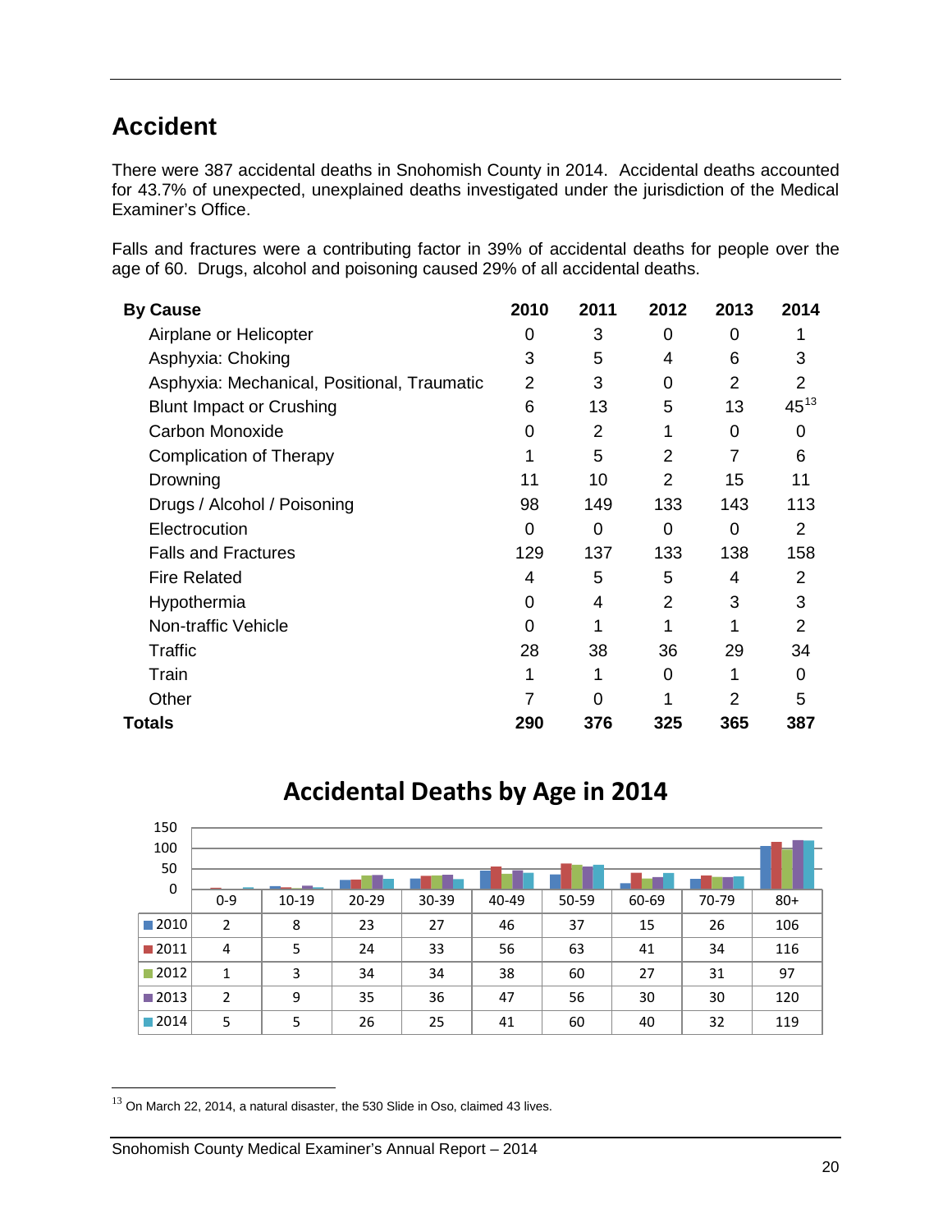## Accident

There were 387 accidental deaths in Snohomish County in 2014. Accidental deaths accounted for 43.7% of unexpected, unexplained deaths investigated under the jurisdiction of the Medical Examiner's Office.

Falls and fractures were a contributing factor in 39% of accidental deaths for people over the age of 60. Drugs, alcohol and poisoning caused 29% of all accidental deaths.

| By Cause | 2010 | 2011 | 2012 | 2013 | 2014 |
|---|---|---|---|---|---|
| Airplane or Helicopter | 0 | 3 | 0 | 0 | 1 |
| Asphyxia: Choking | 3 | 5 | 4 | 6 | 3 |
| Asphyxia: Mechanical, Positional, Traumatic | 2 | 3 | 0 | 2 | 2 |
| Blunt Impact or Crushing | 6 | 13 | 5 | 13 | 45[13] |
| Carbon Monoxide | 0 | 2 | 1 | 0 | 0 |
| Complication of Therapy | 1 | 5 | 2 | 7 | 6 |
| Drowning | 11 | 10 | 2 | 15 | 11 |
| Drugs / Alcohol / Poisoning | 98 | 149 | 133 | 143 | 113 |
| Electrocution | 0 | 0 | 0 | 0 | 2 |
| Falls and Fractures | 129 | 137 | 133 | 138 | 158 |
| Fire Related | 4 | 5 | 5 | 4 | 2 |
| Hypothermia | 0 | 4 | 2 | 3 | 3 |
| Non-traffic Vehicle | 0 | 1 | 1 | 1 | 2 |
| Traffic | 28 | 38 | 36 | 29 | 34 |
| Train | 1 | 1 | 0 | 1 | 0 |
| Other | 7 | 0 | 1 | 2 | 5 |
| **Totals** | **290** | **376** | **325** | **365** | **387** |

**Accidental Deaths by Age in 2014**

| | 0-9 | 10-19 | 20-29 | 30-39 | 40-49 | 50-59 | 60-69 | 70-79 | 80+ |
|---|---|---|---|---|---|---|---|---|---|
| 2010 | 2 | 8 | 23 | 27 | 46 | 37 | 15 | 26 | 106 |
| 2011 | 4 | 5 | 24 | 33 | 56 | 63 | 41 | 34 | 116 |
| 2012 | 1 | 3 | 34 | 34 | 38 | 60 | 27 | 31 | 97 |
| 2013 | 2 | 9 | 35 | 36 | 47 | 56 | 30 | 30 | 120 |
| 2014 | 5 | 5 | 26 | 25 | 41 | 60 | 40 | 32 | 119 |

[13] On March 22, 2014, a natural disaster, the 530 Slide in Oso, claimed 43 lives.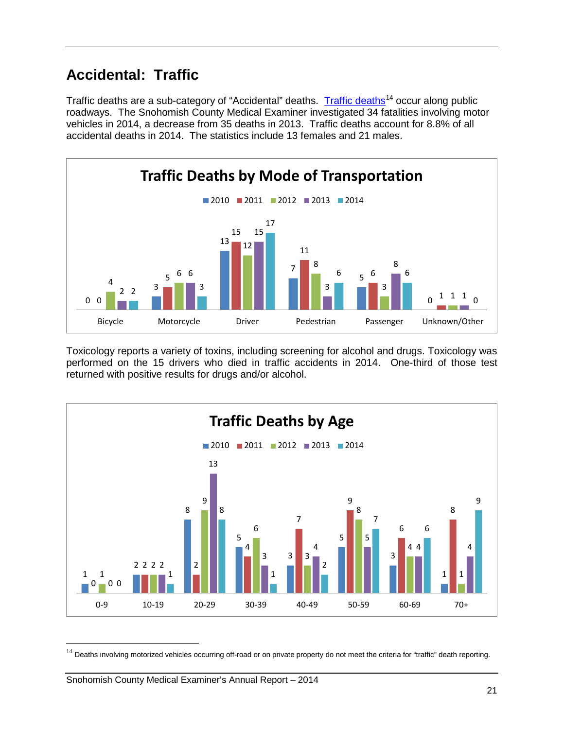## Accidental: Traffic

Traffic deaths are a sub-category of "Accidental" deaths. Traffic deaths[14] occur along public roadways. The Snohomish County Medical Examiner investigated 34 fatalities involving motor vehicles in 2014, a decrease from 35 deaths in 2013. Traffic deaths account for 8.8% of all accidental deaths in 2014. The statistics include 13 females and 21 males.

**Traffic Deaths by Mode of Transportation**

| Mode | 2010 | 2011 | 2012 | 2013 | 2014 |
|---|---|---|---|---|---|
| Bicycle | 0 | 0 | 4 | 2 | 2 |
| Motorcycle | 3 | 5 | 6 | 6 | 3 |
| Driver | 13 | 15 | 12 | 15 | 17 |
| Pedestrian | 7 | 11 | 8 | 3 | 6 |
| Passenger | 5 | 6 | 3 | 8 | 6 |
| Unknown/Other | 0 | 1 | 1 | 1 | 0 |

Toxicology reports a variety of toxins, including screening for alcohol and drugs. Toxicology was performed on the 15 drivers who died in traffic accidents in 2014. One-third of those test returned with positive results for drugs and/or alcohol.

**Traffic Deaths by Age**

| Age | 2010 | 2011 | 2012 | 2013 | 2014 |
|---|---|---|---|---|---|
| 0-9 | 1 | 0 | 1 | 0 | 0 |
| 10-19 | 2 | 2 | 2 | 2 | 1 |
| 20-29 | 8 | 2 | 9 | 13 | 8 |
| 30-39 | 5 | 4 | 6 | 3 | 1 |
| 40-49 | 3 | 7 | 3 | 4 | 2 |
| 50-59 | 5 | 9 | 8 | 5 | 7 |
| 60-69 | 3 | 6 | 4 | 4 | 6 |
| 70+ | 1 | 8 | 1 | 4 | 9 |

[14] Deaths involving motorized vehicles occurring off-road or on private property do not meet the criteria for "traffic" death reporting.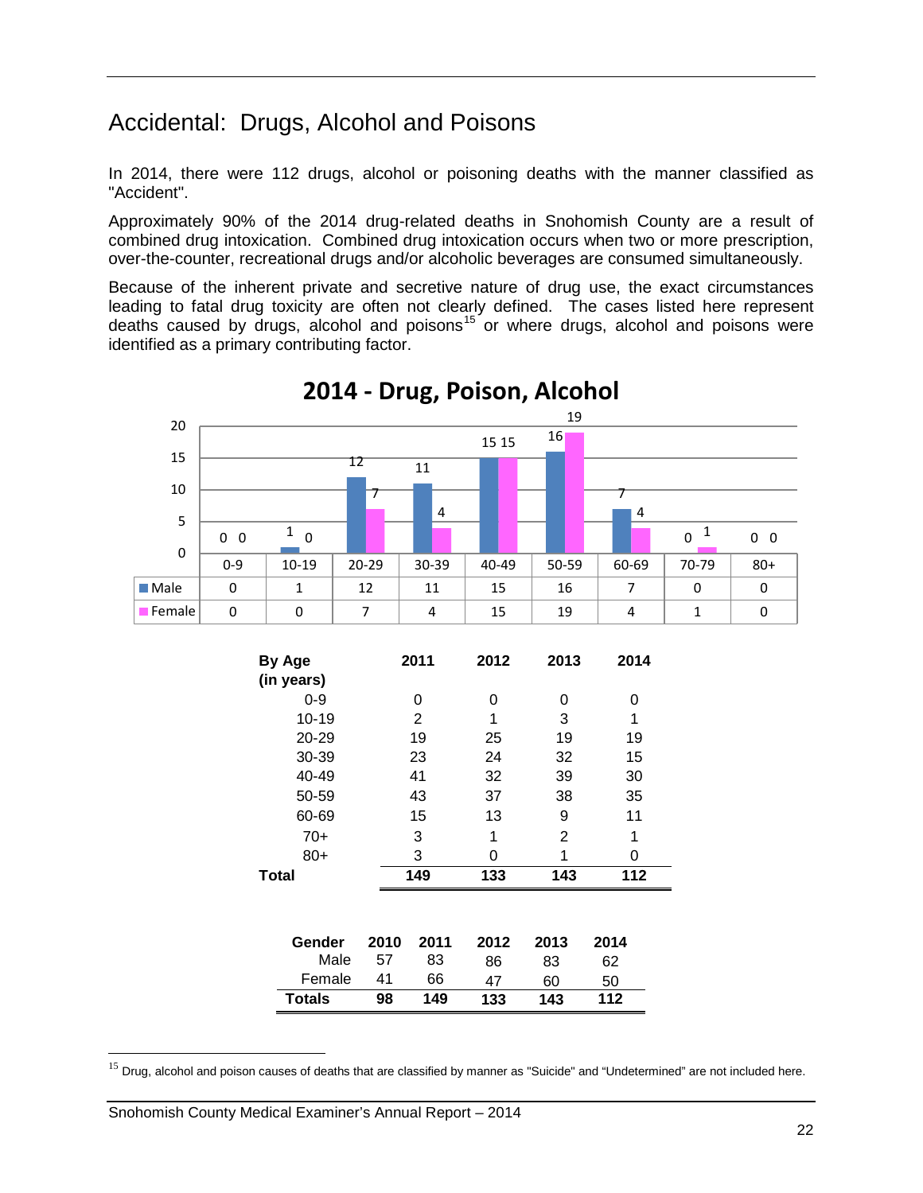# Accidental: Drugs, Alcohol and Poisons

In 2014, there were 112 drugs, alcohol or poisoning deaths with the manner classified as "Accident".

Approximately 90% of the 2014 drug-related deaths in Snohomish County are a result of combined drug intoxication. Combined drug intoxication occurs when two or more prescription, over-the-counter, recreational drugs and/or alcoholic beverages are consumed simultaneously.

Because of the inherent private and secretive nature of drug use, the exact circumstances leading to fatal drug toxicity are often not clearly defined. The cases listed here represent deaths caused by drugs, alcohol and poisons[15] or where drugs, alcohol and poisons were identified as a primary contributing factor.

**2014 - Drug, Poison, Alcohol**

| | 0-9 | 10-19 | 20-29 | 30-39 | 40-49 | 50-59 | 60-69 | 70-79 | 80+ |
|---|---|---|---|---|---|---|---|---|---|
| Male | 0 | 1 | 12 | 11 | 15 | 16 | 7 | 0 | 0 |
| Female | 0 | 0 | 7 | 4 | 15 | 19 | 4 | 1 | 0 |

| By Age (in years) | 2011 | 2012 | 2013 | 2014 |
|---|---|---|---|---|
| 0-9 | 0 | 0 | 0 | 0 |
| 10-19 | 2 | 1 | 3 | 1 |
| 20-29 | 19 | 25 | 19 | 19 |
| 30-39 | 23 | 24 | 32 | 15 |
| 40-49 | 41 | 32 | 39 | 30 |
| 50-59 | 43 | 37 | 38 | 35 |
| 60-69 | 15 | 13 | 9 | 11 |
| 70+ | 3 | 1 | 2 | 1 |
| 80+ | 3 | 0 | 1 | 0 |
| **Total** | **149** | **133** | **143** | **112** |

| Gender | 2010 | 2011 | 2012 | 2013 | 2014 |
|---|---|---|---|---|---|
| Male | 57 | 83 | 86 | 83 | 62 |
| Female | 41 | 66 | 47 | 60 | 50 |
| **Totals** | **98** | **149** | **133** | **143** | **112** |

[15] Drug, alcohol and poison causes of deaths that are classified by manner as "Suicide" and "Undetermined" are not included here.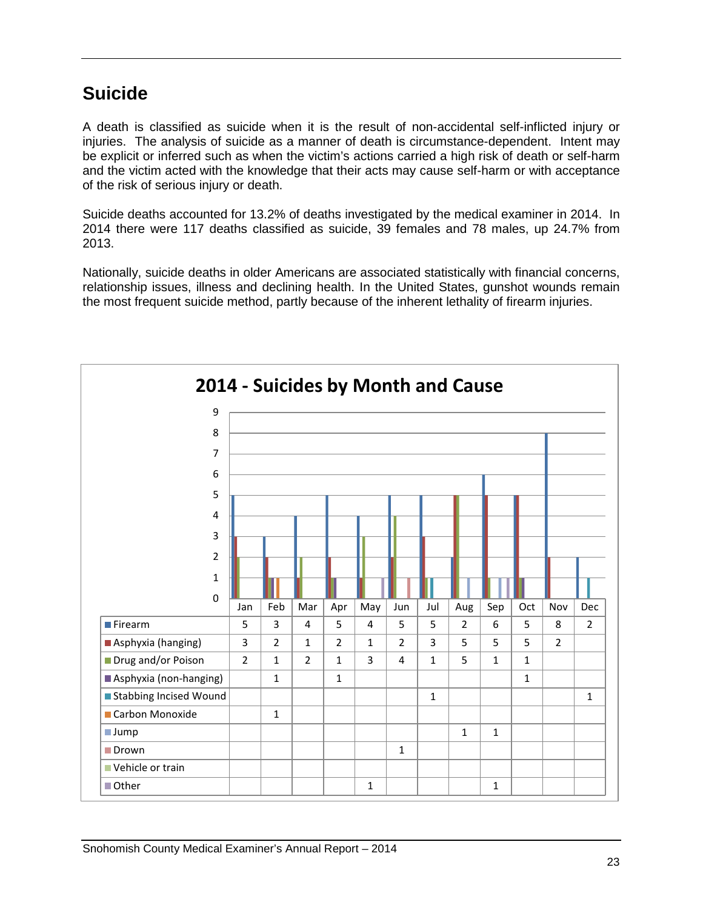# Suicide

A death is classified as suicide when it is the result of non-accidental self-inflicted injury or injuries. The analysis of suicide as a manner of death is circumstance-dependent. Intent may be explicit or inferred such as when the victim's actions carried a high risk of death or self-harm and the victim acted with the knowledge that their acts may cause self-harm or with acceptance of the risk of serious injury or death.

Suicide deaths accounted for 13.2% of deaths investigated by the medical examiner in 2014. In 2014 there were 117 deaths classified as suicide, 39 females and 78 males, up 24.7% from 2013.

Nationally, suicide deaths in older Americans are associated statistically with financial concerns, relationship issues, illness and declining health. In the United States, gunshot wounds remain the most frequent suicide method, partly because of the inherent lethality of firearm injuries.

**2014 - Suicides by Month and Cause**

| | Jan | Feb | Mar | Apr | May | Jun | Jul | Aug | Sep | Oct | Nov | Dec |
|---|---|---|---|---|---|---|---|---|---|---|---|---|
| Firearm | 5 | 3 | 4 | 5 | 4 | 5 | 5 | 2 | 6 | 5 | 8 | 2 |
| Asphyxia (hanging) | 3 | 2 | 1 | 2 | 1 | 2 | 3 | 5 | 5 | 5 | 2 | |
| Drug and/or Poison | 2 | 1 | 2 | 1 | 3 | 4 | 1 | 5 | 1 | 1 | | |
| Asphyxia (non-hanging) | | 1 | | 1 | | | | | | 1 | | |
| Stabbing Incised Wound | | | | | | | 1 | | | | | 1 |
| Carbon Monoxide | | 1 | | | | | | | | | | |
| Jump | | | | | | | | 1 | 1 | | | |
| Drown | | | | | | 1 | | | | | | |
| Vehicle or train | | | | | | | | | | | | |
| Other | | | | | 1 | | | | 1 | | | |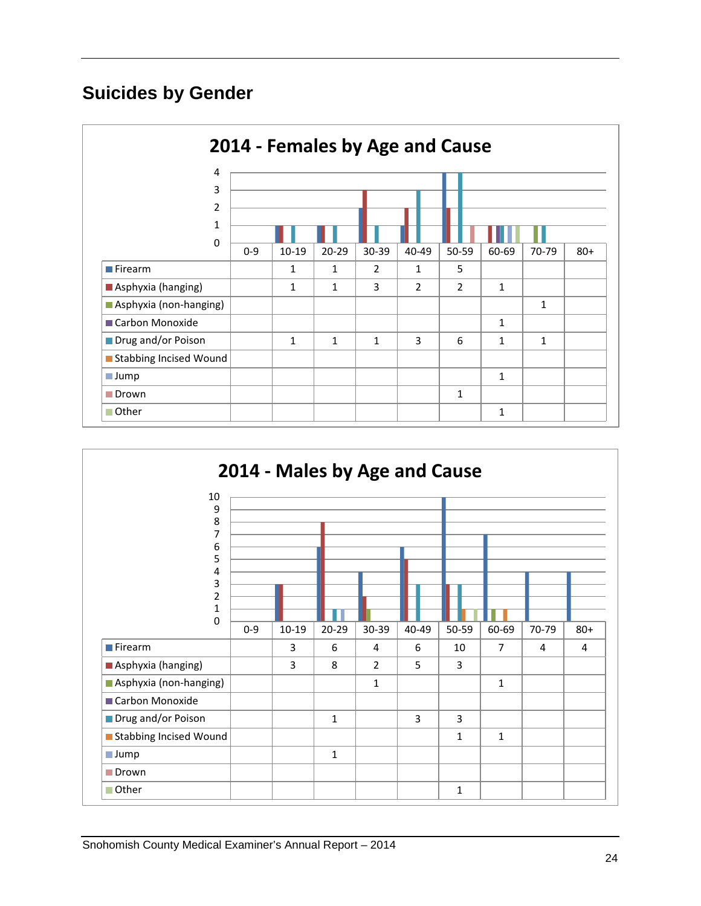## Suicides by Gender

### 2014 - Females by Age and Cause

| | 0-9 | 10-19 | 20-29 | 30-39 | 40-49 | 50-59 | 60-69 | 70-79 | 80+ |
|---|---|---|---|---|---|---|---|---|---|
| Firearm | | 1 | 1 | 2 | 1 | 5 | | | |
| Asphyxia (hanging) | | 1 | 1 | 3 | 2 | 2 | 1 | | |
| Asphyxia (non-hanging) | | | | | | | | 1 | |
| Carbon Monoxide | | | | | | | 1 | | |
| Drug and/or Poison | | 1 | 1 | 1 | 3 | 6 | 1 | 1 | |
| Stabbing Incised Wound | | | | | | | | | |
| Jump | | | | | | | 1 | | |
| Drown | | | | | | 1 | | | |
| Other | | | | | | | 1 | | |

### 2014 - Males by Age and Cause

| | 0-9 | 10-19 | 20-29 | 30-39 | 40-49 | 50-59 | 60-69 | 70-79 | 80+ |
|---|---|---|---|---|---|---|---|---|---|
| Firearm | | 3 | 6 | 4 | 6 | 10 | 7 | 4 | 4 |
| Asphyxia (hanging) | | 3 | 8 | 2 | 5 | 3 | | | |
| Asphyxia (non-hanging) | | | | 1 | | | 1 | | |
| Carbon Monoxide | | | | | | | | | |
| Drug and/or Poison | | | 1 | | 3 | 3 | | | |
| Stabbing Incised Wound | | | | | | 1 | 1 | | |
| Jump | | | 1 | | | | | | |
| Drown | | | | | | | | | |
| Other | | | | | | 1 | | | |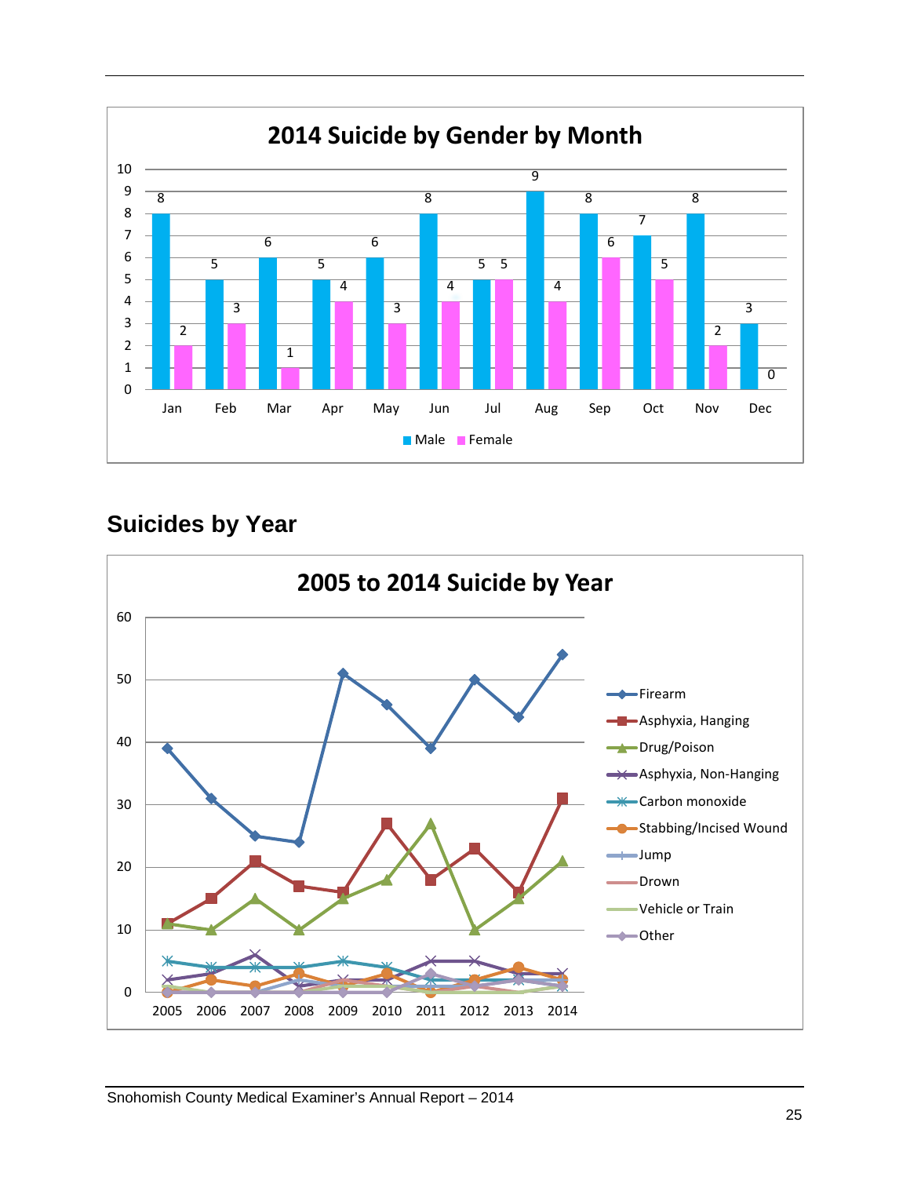## 2014 Suicide by Gender by Month

| Month | Male | Female |
|---|---|---|
| Jan | 8 | 2 |
| Feb | 5 | 3 |
| Mar | 6 | 1 |
| Apr | 5 | 4 |
| May | 6 | 3 |
| Jun | 8 | 4 |
| Jul | 5 | 5 |
| Aug | 9 | 4 |
| Sep | 8 | 6 |
| Oct | 7 | 5 |
| Nov | 8 | 2 |
| Dec | 3 | 0 |

## Suicides by Year

### 2005 to 2014 Suicide by Year

Legend: Firearm, Asphyxia, Hanging, Drug/Poison, Asphyxia, Non-Hanging, Carbon monoxide, Stabbing/Incised Wound, Jump, Drown, Vehicle or Train, Other

Years: 2005, 2006, 2007, 2008, 2009, 2010, 2011, 2012, 2013, 2014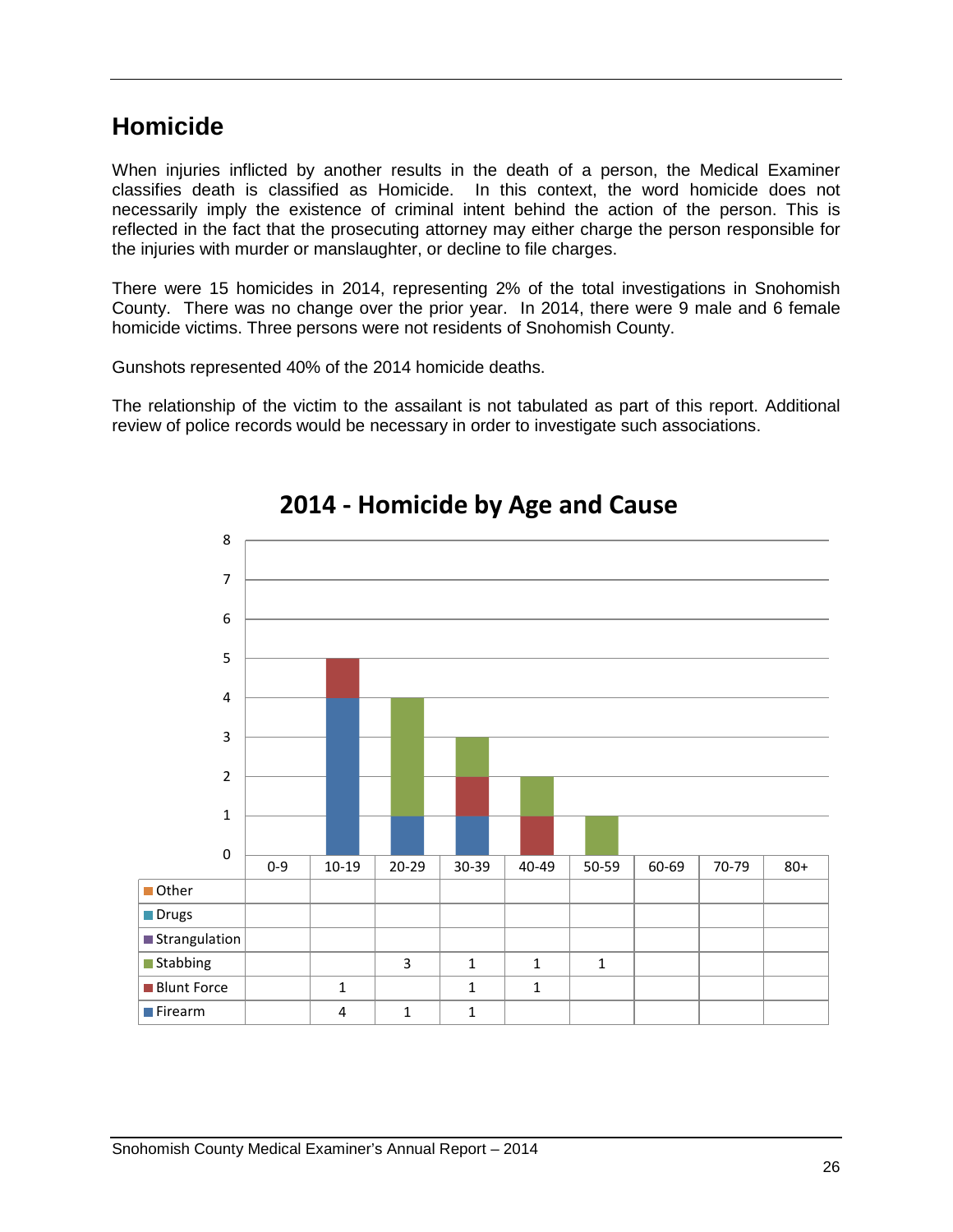# Homicide

When injuries inflicted by another results in the death of a person, the Medical Examiner classifies death is classified as Homicide. In this context, the word homicide does not necessarily imply the existence of criminal intent behind the action of the person. This is reflected in the fact that the prosecuting attorney may either charge the person responsible for the injuries with murder or manslaughter, or decline to file charges.

There were 15 homicides in 2014, representing 2% of the total investigations in Snohomish County. There was no change over the prior year. In 2014, there were 9 male and 6 female homicide victims. Three persons were not residents of Snohomish County.

Gunshots represented 40% of the 2014 homicide deaths.

The relationship of the victim to the assailant is not tabulated as part of this report. Additional review of police records would be necessary in order to investigate such associations.

**2014 - Homicide by Age and Cause**

| | 0-9 | 10-19 | 20-29 | 30-39 | 40-49 | 50-59 | 60-69 | 70-79 | 80+ |
|---|---|---|---|---|---|---|---|---|---|
| Other | | | | | | | | | |
| Drugs | | | | | | | | | |
| Strangulation | | | | | | | | | |
| Stabbing | | | 3 | 1 | 1 | 1 | | | |
| Blunt Force | | 1 | | 1 | 1 | | | | |
| Firearm | | 4 | 1 | 1 | | | | | |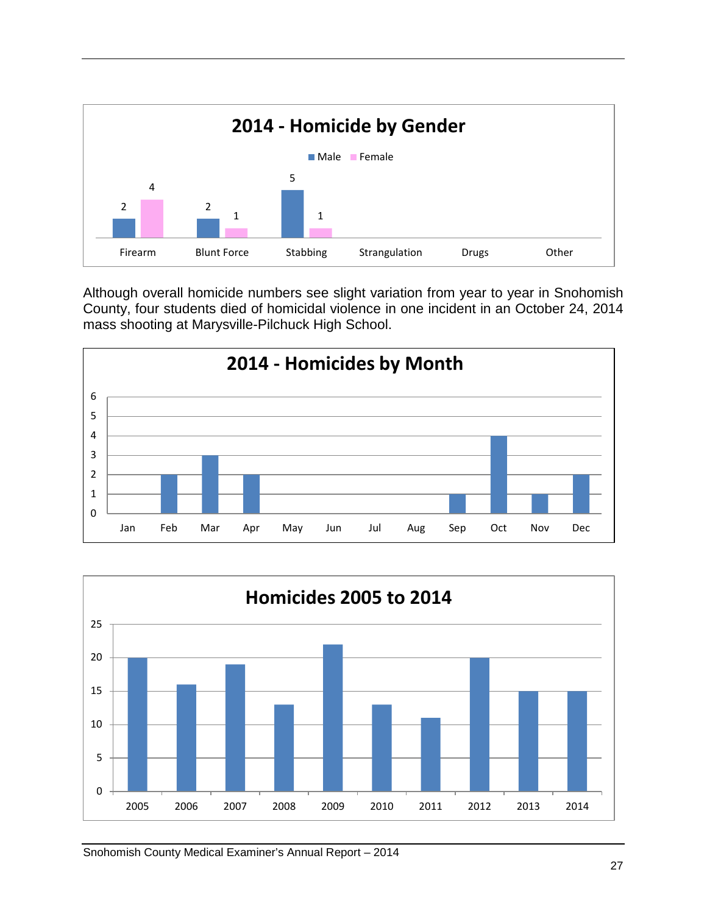## 2014 - Homicide by Gender

| | Male | Female |
|---|---|---|
| Firearm | 2 | 4 |
| Blunt Force | 2 | 1 |
| Stabbing | 5 | 1 |
| Strangulation | | |
| Drugs | | |
| Other | | |

Although overall homicide numbers see slight variation from year to year in Snohomish County, four students died of homicidal violence in one incident in an October 24, 2014 mass shooting at Marysville-Pilchuck High School.

## 2014 - Homicides by Month

| Month | Homicides |
|---|---|
| Jan | 0 |
| Feb | 2 |
| Mar | 3 |
| Apr | 2 |
| May | 0 |
| Jun | 0 |
| Jul | 0 |
| Aug | 0 |
| Sep | 1 |
| Oct | 4 |
| Nov | 1 |
| Dec | 2 |

## Homicides 2005 to 2014

| Year | Homicides |
|---|---|
| 2005 | 20 |
| 2006 | 16 |
| 2007 | 19 |
| 2008 | 13 |
| 2009 | 22 |
| 2010 | 13 |
| 2011 | 11 |
| 2012 | 20 |
| 2013 | 15 |
| 2014 | 15 |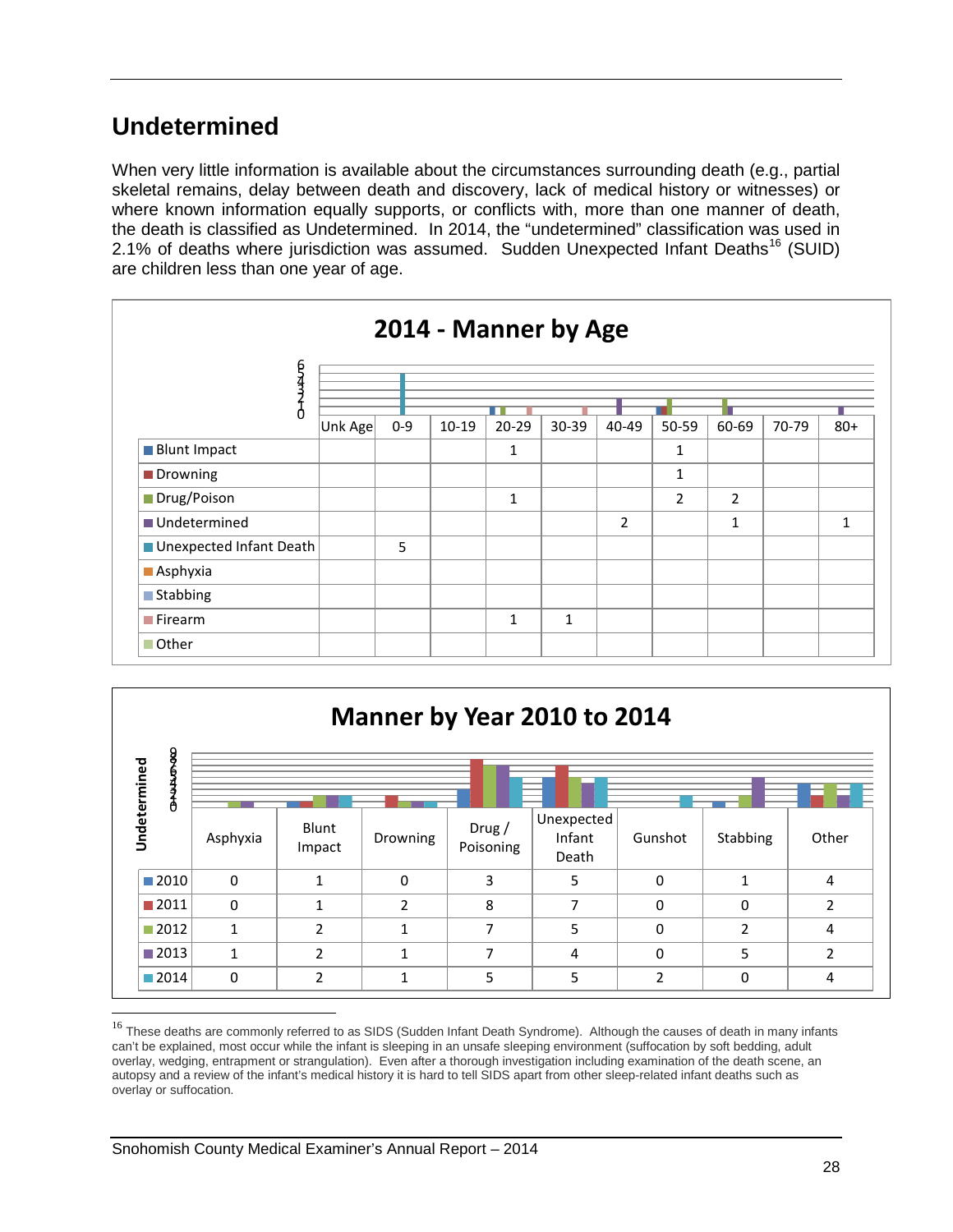# Undetermined

When very little information is available about the circumstances surrounding death (e.g., partial skeletal remains, delay between death and discovery, lack of medical history or witnesses) or where known information equally supports, or conflicts with, more than one manner of death, the death is classified as Undetermined. In 2014, the "undetermined" classification was used in 2.1% of deaths where jurisdiction was assumed. Sudden Unexpected Infant Deaths[16] (SUID) are children less than one year of age.

**2014 - Manner by Age**

6
5
4
3
2
1
0

| | Unk Age | 0-9 | 10-19 | 20-29 | 30-39 | 40-49 | 50-59 | 60-69 | 70-79 | 80+ |
|---|---|---|---|---|---|---|---|---|---|---|
| Blunt Impact | | | | 1 | | | 1 | | | |
| Drowning | | | | | | | 1 | | | |
| Drug/Poison | | | | 1 | | | 2 | 2 | | |
| Undetermined | | | | | | 2 | | 1 | | 1 |
| Unexpected Infant Death | | 5 | | | | | | | | |
| Asphyxia | | | | | | | | | | |
| Stabbing | | | | | | | | | | |
| Firearm | | | | 1 | 1 | | | | | |
| Other | | | | | | | | | | |

**Manner by Year 2010 to 2014**

Undetermined

9
8
7
6
5
4
3
2
1
0

| | Asphyxia | Blunt Impact | Drowning | Drug / Poisoning | Unexpected Infant Death | Gunshot | Stabbing | Other |
|---|---|---|---|---|---|---|---|---|
| 2010 | 0 | 1 | 0 | 3 | 5 | 0 | 1 | 4 |
| 2011 | 0 | 1 | 2 | 8 | 7 | 0 | 0 | 2 |
| 2012 | 1 | 2 | 1 | 7 | 5 | 0 | 2 | 4 |
| 2013 | 1 | 2 | 1 | 7 | 4 | 0 | 5 | 2 |
| 2014 | 0 | 2 | 1 | 5 | 5 | 2 | 0 | 4 |

[16] These deaths are commonly referred to as SIDS (Sudden Infant Death Syndrome). Although the causes of death in many infants can't be explained, most occur while the infant is sleeping in an unsafe sleeping environment (suffocation by soft bedding, adult overlay, wedging, entrapment or strangulation). Even after a thorough investigation including examination of the death scene, an autopsy and a review of the infant's medical history it is hard to tell SIDS apart from other sleep-related infant deaths such as overlay or suffocation.